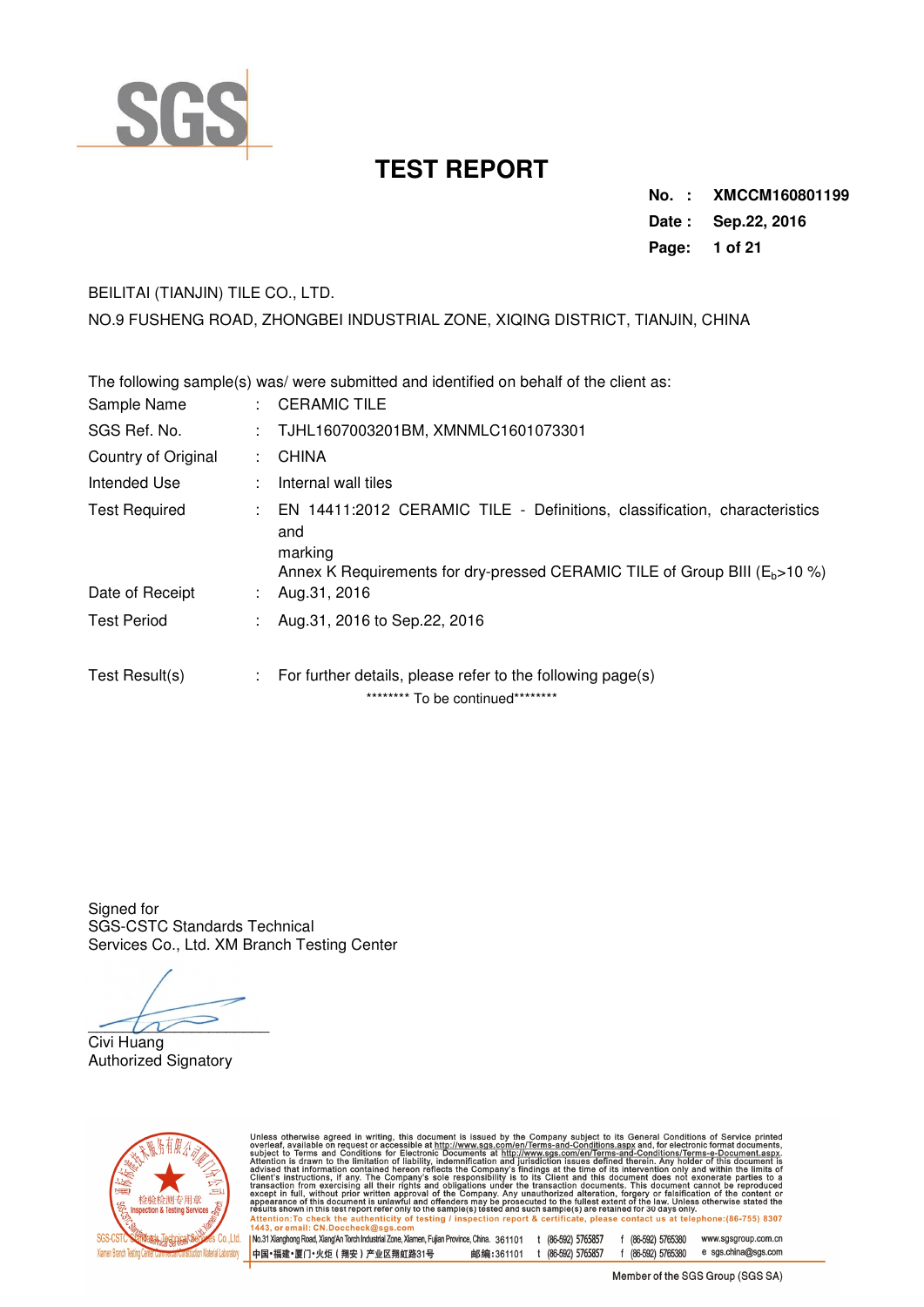# TEST REPORT

**No. : XMCCM160801199**
**Date : Sep.22, 2016**

BEILITAI (TIANJIN) TILE CO., LTD.

NO.9 FUSHENG ROAD, ZHONGBEI INDUSTRIAL ZONE, XIQING DISTRICT, TIANJIN, CHINA

The following sample(s) was/ were submitted and identified on behalf of the client as:

| | | |
|---|---|---|
| Sample Name | : | CERAMIC TILE |
| SGS Ref. No. | : | TJHL1607003201BM, XMNMLC1601073301 |
| Country of Original | : | CHINA |
| Intended Use | : | Internal wall tiles |
| Test Required | : | EN 14411:2012 CERAMIC TILE - Definitions, classification, characteristics and marking<br>Annex K Requirements for dry-pressed CERAMIC TILE of Group BIII ($E_b$>10 %) |
| Date of Receipt | : | Aug.31, 2016 |
| Test Period | : | Aug.31, 2016 to Sep.22, 2016 |
| Test Result(s) | : | For further details, please refer to the following page(s) |

******** To be continued********

Signed for
SGS-CSTC Standards Technical
Services Co., Ltd. XM Branch Testing Center

Civi Huang
Authorized Signatory

Unless otherwise agreed in writing, this document is issued by the Company subject to its General Conditions of Service printed overleaf, available on request or accessible at http://www.sgs.com/en/Terms-and-Conditions.aspx and, for electronic format documents, subject to Terms and Conditions for Electronic Documents at http://www.sgs.com/en/Terms-and-Conditions/Terms-e-Document.aspx. Attention is drawn to the limitation of liability, indemnification and jurisdiction issues defined therein. Any holder of this document is advised that information contained hereon reflects the Company's findings at the time of its intervention only and within the limits of Client's instructions, if any. The Company's sole responsibility is to its Client and this document does not exonerate parties to a transaction from exercising all their rights and obligations under the transaction documents. This document cannot be reproduced except in full, without prior written approval of the Company. Any unauthorized alteration, forgery or falsification of the content or appearance of this document is unlawful and offenders may be prosecuted to the fullest extent of the law. Unless otherwise stated the results shown in this test report refer only to the sample(s) tested and such sample(s) are retained for 30 days only.
Attention:To check the authenticity of testing / inspection report & certificate, please contact us at telephone:(86-755) 8307 1443, or email: CN.Doccheck@sgs.com

No.31 Xianghong Road, Xiang'An Torch Industrial Zone, Xiamen, Fujian Province, China. 361101 t (86-592) 5765857 f (86-592) 5765380 www.sgsgroup.com.cn
中国•福建•厦门•火炬（翔安）产业区翔虹路31号 邮编：361101 t (86-592) 5765857 f (86-592) 5765380 e sgs.china@sgs.com

Member of the SGS Group (SGS SA)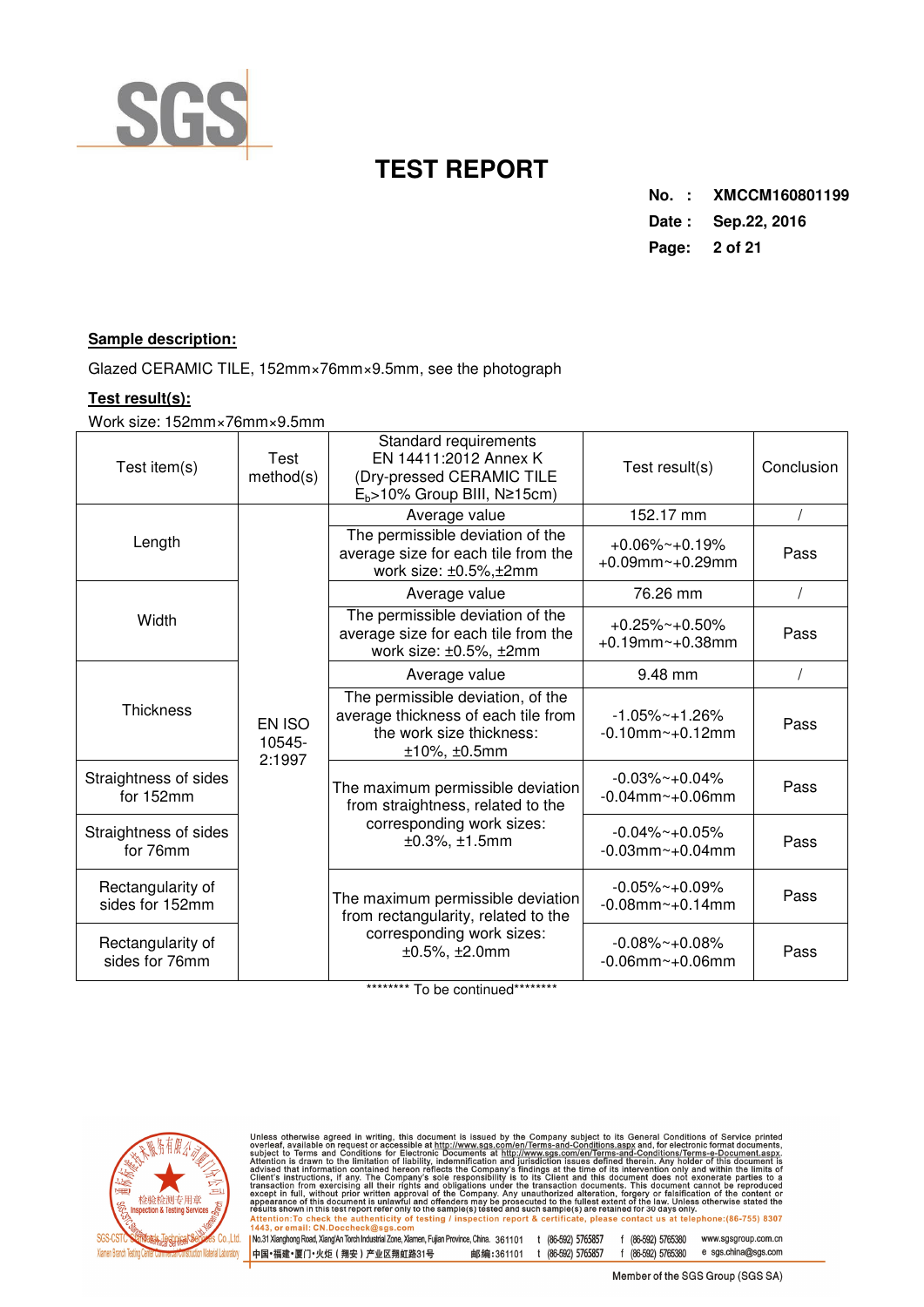# TEST REPORT

**No. : XMCCM160801199**
**Date : Sep.22, 2016**

**Sample description:**

Glazed CERAMIC TILE, 152mm×76mm×9.5mm, see the photograph

**Test result(s):**

Work size: 152mm×76mm×9.5mm

| Test item(s) | Test method(s) | Standard requirements EN 14411:2012 Annex K (Dry-pressed CERAMIC TILE $E_b$>10% Group BIII, N≥15cm) | Test result(s) | Conclusion |
|---|---|---|---|---|
| Length | EN ISO 10545-2:1997 | Average value | 152.17 mm | / |
| | | The permissible deviation of the average size for each tile from the work size: ±0.5%,±2mm | +0.06%~+0.19% +0.09mm~+0.29mm | Pass |
| Width | | Average value | 76.26 mm | / |
| | | The permissible deviation of the average size for each tile from the work size: ±0.5%, ±2mm | +0.25%~+0.50% +0.19mm~+0.38mm | Pass |
| Thickness | | Average value | 9.48 mm | / |
| | | The permissible deviation, of the average thickness of each tile from the work size thickness: ±10%, ±0.5mm | -1.05%~+1.26% -0.10mm~+0.12mm | Pass |
| Straightness of sides for 152mm | | The maximum permissible deviation from straightness, related to the corresponding work sizes: ±0.3%, ±1.5mm | -0.03%~+0.04% -0.04mm~+0.06mm | Pass |
| Straightness of sides for 76mm | | | -0.04%~+0.05% -0.03mm~+0.04mm | Pass |
| Rectangularity of sides for 152mm | | The maximum permissible deviation from rectangularity, related to the corresponding work sizes: ±0.5%, ±2.0mm | -0.05%~+0.09% -0.08mm~+0.14mm | Pass |
| Rectangularity of sides for 76mm | | | -0.08%~+0.08% -0.06mm~+0.06mm | Pass |

******** To be continued********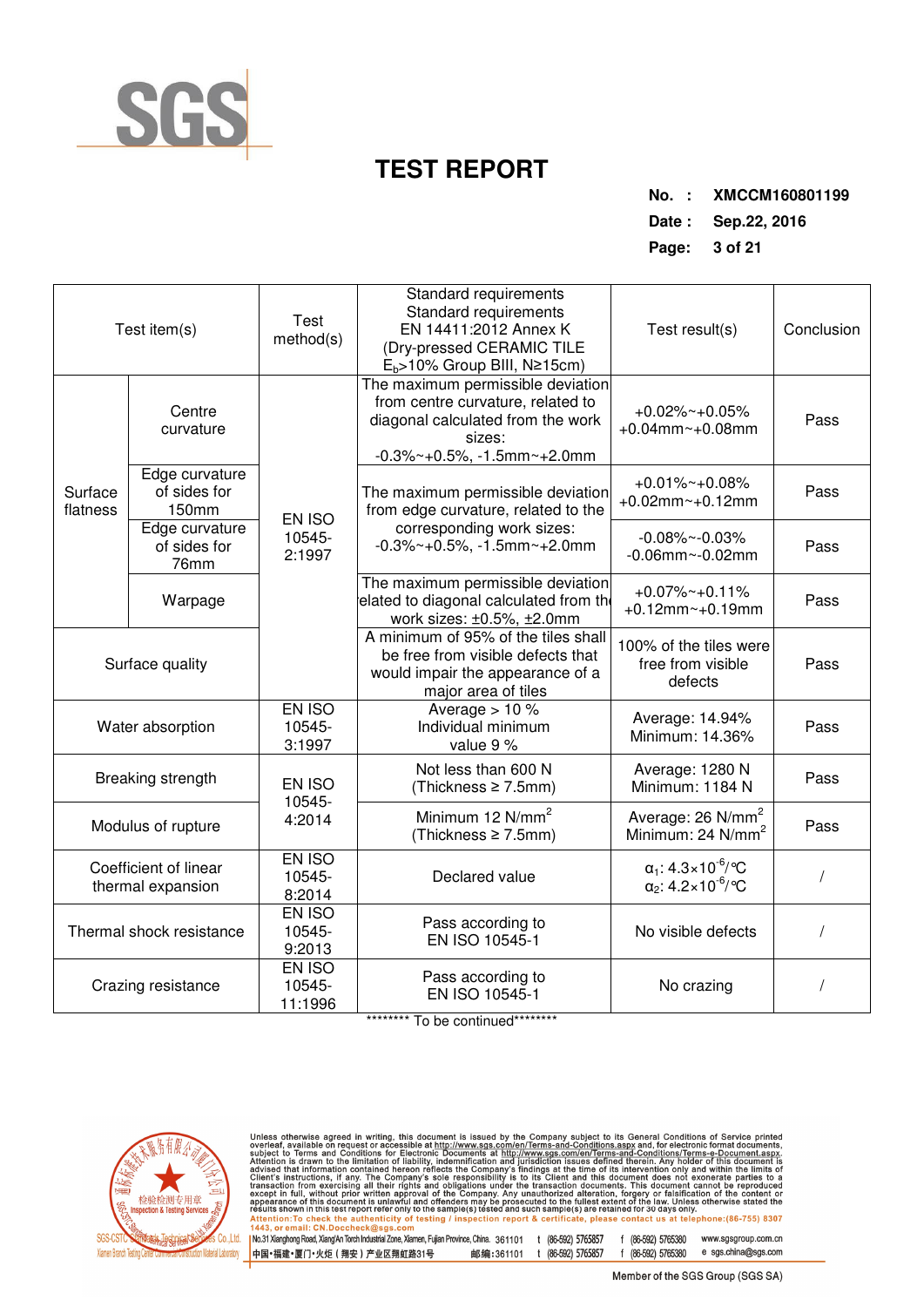# TEST REPORT

**No. : XMCCM160801199**
**Date : Sep.22, 2016**

| Test item(s) | | Test method(s) | Standard requirements Standard requirements EN 14411:2012 Annex K (Dry-pressed CERAMIC TILE $E_b$>10% Group BIII, N≥15cm) | Test result(s) | Conclusion |
|---|---|---|---|---|---|
| Surface flatness | Centre curvature | EN ISO 10545-2:1997 | The maximum permissible deviation from centre curvature, related to diagonal calculated from the work sizes: -0.3%~+0.5%, -1.5mm~+2.0mm | +0.02%~+0.05% +0.04mm~+0.08mm | Pass |
| | Edge curvature of sides for 150mm | | The maximum permissible deviation from edge curvature, related to the corresponding work sizes: -0.3%~+0.5%, -1.5mm~+2.0mm | +0.01%~+0.08% +0.02mm~+0.12mm | Pass |
| | Edge curvature of sides for 76mm | | | -0.08%~-0.03% -0.06mm~-0.02mm | Pass |
| | Warpage | | The maximum permissible deviation elated to diagonal calculated from the work sizes: ±0.5%, ±2.0mm | +0.07%~+0.11% +0.12mm~+0.19mm | Pass |
| Surface quality | | | A minimum of 95% of the tiles shall be free from visible defects that would impair the appearance of a major area of tiles | 100% of the tiles were free from visible defects | Pass |
| Water absorption | | EN ISO 10545-3:1997 | Average > 10 % Individual minimum value 9 % | Average: 14.94% Minimum: 14.36% | Pass |
| Breaking strength | | EN ISO 10545-4:2014 | Not less than 600 N (Thickness ≥ 7.5mm) | Average: 1280 N Minimum: 1184 N | Pass |
| Modulus of rupture | | | Minimum 12 N/mm² (Thickness ≥ 7.5mm) | Average: 26 N/mm² Minimum: 24 N/mm² | Pass |
| Coefficient of linear thermal expansion | | EN ISO 10545-8:2014 | Declared value | $\alpha_1$: 4.3×10⁻⁶/℃ $\alpha_2$: 4.2×10⁻⁶/℃ | / |
| Thermal shock resistance | | EN ISO 10545-9:2013 | Pass according to EN ISO 10545-1 | No visible defects | / |
| Crazing resistance | | EN ISO 10545-11:1996 | Pass according to EN ISO 10545-1 | No crazing | / |

******** To be continued********

Unless otherwise agreed in writing, this document is issued by the Company subject to its General Conditions of Service printed overleaf, available on request or accessible at http://www.sgs.com/en/Terms-and-Conditions.aspx and, for electronic format documents, subject to Terms and Conditions for Electronic Documents at http://www.sgs.com/en/Terms-and-Conditions/Terms-e-Document.aspx. Attention is drawn to the limitation of liability, indemnification and jurisdiction issues defined therein. Any holder of this document is advised that information contained hereon reflects the Company's findings at the time of its intervention only and within the limits of Client's instructions, if any. The Company's sole responsibility is to its Client and this document does not exonerate parties to a transaction from exercising all their rights and obligations under the transaction documents. This document cannot be reproduced except in full, without prior written approval of the Company. Any unauthorized alteration, forgery or falsification of the content or appearance of this document is unlawful and offenders may be prosecuted to the fullest extent of the law. Unless otherwise stated the results shown in this test report refer only to the sample(s) tested and such sample(s) are retained for 30 days only.
Attention:To check the authenticity of testing / inspection report & certificate, please contact us at telephone:(86-755) 8307 1443, or email: CN.Doccheck@sgs.com

SGS-CSTC Standards Technical Services Co.,Ltd. Xiamen Branch Testing Center Construction Material Laboratory

No.31 Xianghong Road, Xiang'An Torch Industrial Zone, Xiamen, Fujian Province, China. 361101 t (86-592) 5765857 f (86-592) 5765380 www.sgsgroup.com.cn
中国•福建•厦门•火炬（翔安）产业区翔虹路31号 邮编：361101 t (86-592) 5765857 f (86-592) 5765380 e sgs.china@sgs.com

Member of the SGS Group (SGS SA)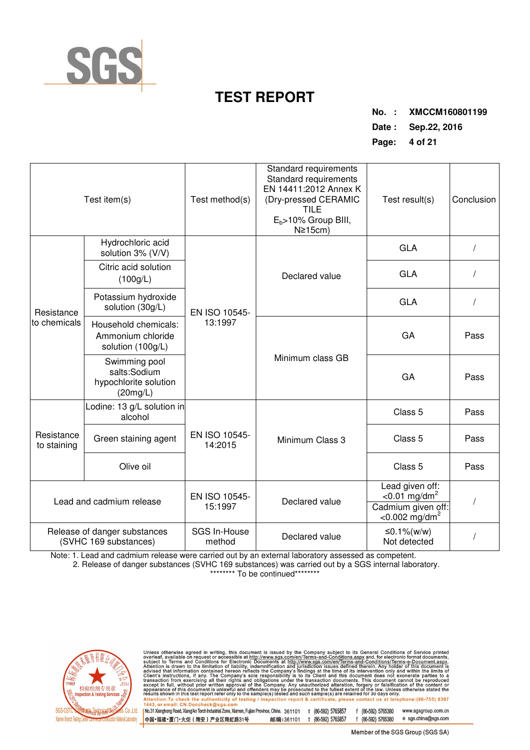| Test item(s) | | Test method(s) | Standard requirements Standard requirements EN 14411:2012 Annex K (Dry-pressed CERAMIC TILE $E_b$>10% Group BIII, N≥15cm) | Test result(s) | Conclusion |
|---|---|---|---|---|---|
| Resistance to chemicals | Hydrochloric acid solution 3% (V/V) | EN ISO 10545-13:1997 | Declared value | GLA | / |
| | Citric acid solution (100g/L) | | | GLA | / |
| | Potassium hydroxide solution (30g/L) | | | GLA | / |
| | Household chemicals: Ammonium chloride solution (100g/L) | | Minimum class GB | GA | Pass |
| | Swimming pool salts:Sodium hypochlorite solution (20mg/L) | | | GA | Pass |
| Resistance to staining | Lodine: 13 g/L solution in alcohol | EN ISO 10545-14:2015 | Minimum Class 3 | Class 5 | Pass |
| | Green staining agent | | | Class 5 | Pass |
| | Olive oil | | | Class 5 | Pass |
| Lead and cadmium release | | EN ISO 10545-15:1997 | Declared value | Lead given off: <0.01 mg/dm$^2$ Cadmium given off: <0.002 mg/dm$^2$ | / |
| Release of danger substances (SVHC 169 substances) | | SGS In-House method | Declared value | ≤0.1%(w/w) Not Detected | / |

Note: 1. Lead and cadmium release were carried out by an external laboratory assessed as competent.

2. Release of danger substances (SVHC 169 substances) was carried out by a SGS internal laboratory.

******** To be continued********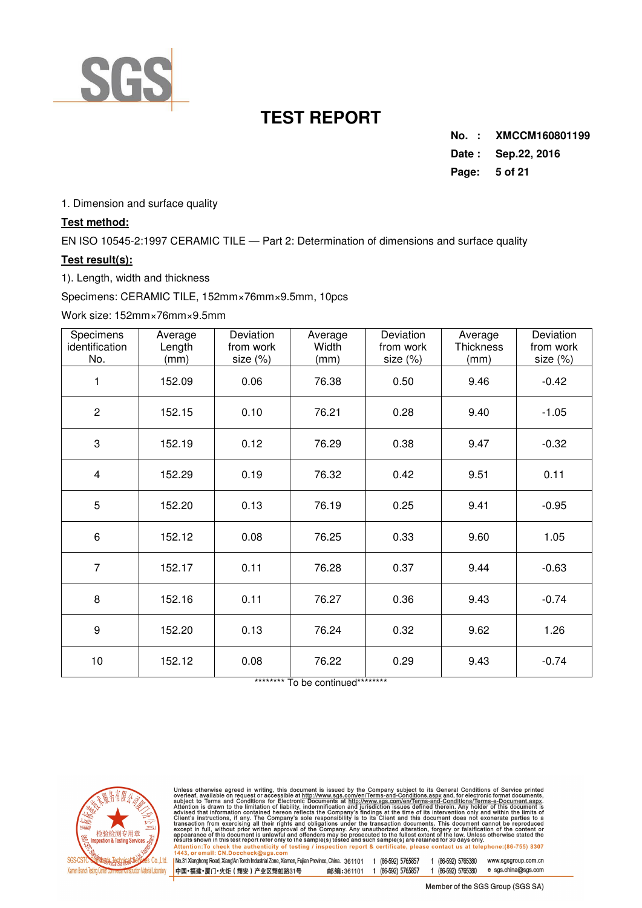# TEST REPORT

**No. :** XMCCM160801199
**Date :** Sep.22, 2016

1. Dimension and surface quality

**Test method:**

EN ISO 10545-2:1997 CERAMIC TILE — Part 2: Determination of dimensions and surface quality

**Test result(s):**

1). Length, width and thickness

Specimens: CERAMIC TILE, 152mm×76mm×9.5mm, 10pcs

Work size: 152mm×76mm×9.5mm

| Specimens identification No. | Average Length (mm) | Deviation from work size (%) | Average Width (mm) | Deviation from work size (%) | Average Thickness (mm) | Deviation from work size (%) |
|---|---|---|---|---|---|---|
| 1 | 152.09 | 0.06 | 76.38 | 0.50 | 9.46 | -0.42 |
| 2 | 152.15 | 0.10 | 76.21 | 0.28 | 9.40 | -1.05 |
| 3 | 152.19 | 0.12 | 76.29 | 0.38 | 9.47 | -0.32 |
| 4 | 152.29 | 0.19 | 76.32 | 0.42 | 9.51 | 0.11 |
| 5 | 152.20 | 0.13 | 76.19 | 0.25 | 9.41 | -0.95 |
| 6 | 152.12 | 0.08 | 76.25 | 0.33 | 9.60 | 1.05 |
| 7 | 152.17 | 0.11 | 76.28 | 0.37 | 9.44 | -0.63 |
| 8 | 152.16 | 0.11 | 76.27 | 0.36 | 9.43 | -0.74 |
| 9 | 152.20 | 0.13 | 76.24 | 0.32 | 9.62 | 1.26 |
| 10 | 152.12 | 0.08 | 76.22 | 0.29 | 9.43 | -0.74 |

******** To be continued********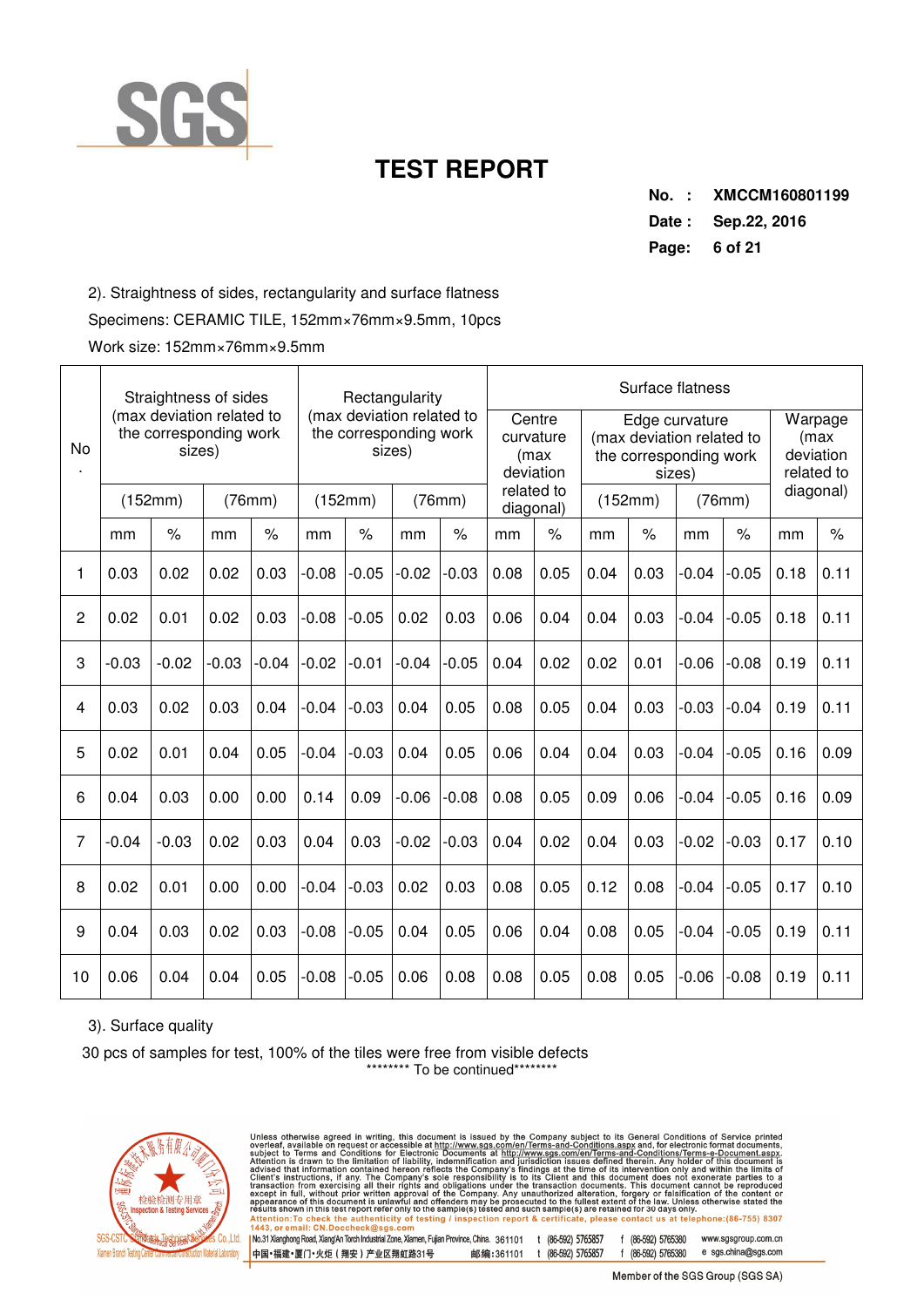# TEST REPORT

**No. : XMCCM160801199**
**Date : Sep.22, 2016**

2). Straightness of sides, rectangularity and surface flatness

Specimens: CERAMIC TILE, 152mm×76mm×9.5mm, 10pcs

Work size: 152mm×76mm×9.5mm

| No. | Straightness of sides (max deviation related to the corresponding work sizes) | | | | Rectangularity (max deviation related to the corresponding work sizes) | | | | Surface flatness | | | | | | | |
|---|---|---|---|---|---|---|---|---|---|---|---|---|---|---|---|---|
| | | | | | | | | | Centre curvature (max deviation related to diagonal) | | Edge curvature (max deviation related to the corresponding work sizes) | | | | Warpage (max deviation related to diagonal) | |
| | (152mm) | | (76mm) | | (152mm) | | (76mm) | | | | (152mm) | | (76mm) | | | |
| | mm | % | mm | % | mm | % | mm | % | mm | % | mm | % | mm | % | mm | % |
| 1 | 0.03 | 0.02 | 0.02 | 0.03 | -0.08 | -0.05 | -0.02 | -0.03 | 0.08 | 0.05 | 0.04 | 0.03 | -0.04 | -0.05 | 0.18 | 0.11 |
| 2 | 0.02 | 0.01 | 0.02 | 0.03 | -0.08 | -0.05 | 0.02 | 0.03 | 0.06 | 0.04 | 0.04 | 0.03 | -0.04 | -0.05 | 0.18 | 0.11 |
| 3 | -0.03 | -0.02 | -0.03 | -0.04 | -0.02 | -0.01 | -0.04 | -0.05 | 0.04 | 0.02 | 0.02 | 0.01 | -0.06 | -0.08 | 0.19 | 0.11 |
| 4 | 0.03 | 0.02 | 0.03 | 0.04 | -0.04 | -0.03 | 0.04 | 0.05 | 0.08 | 0.05 | 0.04 | 0.03 | -0.03 | -0.04 | 0.19 | 0.11 |
| 5 | 0.02 | 0.01 | 0.04 | 0.05 | -0.04 | -0.03 | 0.04 | 0.05 | 0.06 | 0.04 | 0.04 | 0.03 | -0.04 | -0.05 | 0.16 | 0.09 |
| 6 | 0.04 | 0.03 | 0.00 | 0.00 | 0.14 | 0.09 | -0.06 | -0.08 | 0.08 | 0.05 | 0.09 | 0.06 | -0.04 | -0.05 | 0.16 | 0.09 |
| 7 | -0.04 | -0.03 | 0.02 | 0.03 | 0.04 | 0.03 | -0.02 | -0.03 | 0.04 | 0.02 | 0.04 | 0.03 | -0.02 | -0.03 | 0.17 | 0.10 |
| 8 | 0.02 | 0.01 | 0.00 | 0.00 | -0.04 | -0.03 | 0.02 | 0.03 | 0.08 | 0.05 | 0.12 | 0.08 | -0.04 | -0.05 | 0.17 | 0.10 |
| 9 | 0.04 | 0.03 | 0.02 | 0.03 | -0.08 | -0.05 | 0.04 | 0.05 | 0.06 | 0.04 | 0.08 | 0.05 | -0.04 | -0.05 | 0.19 | 0.11 |
| 10 | 0.06 | 0.04 | 0.04 | 0.05 | -0.08 | -0.05 | 0.06 | 0.08 | 0.08 | 0.05 | 0.08 | 0.05 | -0.06 | -0.08 | 0.19 | 0.11 |

3). Surface quality

30 pcs of samples for test, 100% of the tiles were free from visible defects

******** To be continued********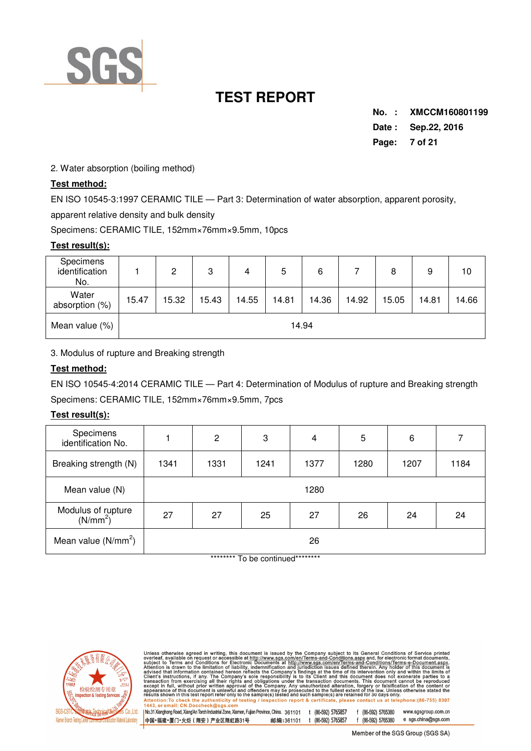# TEST REPORT

**No. : XMCCM160801199**
**Date : Sep.22, 2016**

2. Water absorption (boiling method)

**Test method:**

EN ISO 10545-3:1997 CERAMIC TILE — Part 3: Determination of water absorption, apparent porosity, apparent relative density and bulk density

Specimens: CERAMIC TILE, 152mm×76mm×9.5mm, 10pcs

**Test result(s):**

| Specimens identification No. | 1 | 2 | 3 | 4 | 5 | 6 | 7 | 8 | 9 | 10 |
|---|---|---|---|---|---|---|---|---|---|---|
| Water absorption (%) | 15.47 | 15.32 | 15.43 | 14.55 | 14.81 | 14.36 | 14.92 | 15.05 | 14.81 | 14.66 |
| Mean value (%) | 14.94 | | | | | | | | | |

3. Modulus of rupture and Breaking strength

**Test method:**

EN ISO 10545-4:2014 CERAMIC TILE — Part 4: Determination of Modulus of rupture and Breaking strength

Specimens: CERAMIC TILE, 152mm×76mm×9.5mm, 7pcs

**Test result(s):**

| Specimens identification No. | 1 | 2 | 3 | 4 | 5 | 6 | 7 |
|---|---|---|---|---|---|---|---|
| Breaking strength (N) | 1341 | 1331 | 1241 | 1377 | 1280 | 1207 | 1184 |
| Mean value (N) | 1280 | | | | | | |
| Modulus of rupture ($N/mm^2$) | 27 | 27 | 25 | 27 | 26 | 24 | 24 |
| Mean value ($N/mm^2$) | 26 | | | | | | |

******** To be continued********

Unless otherwise agreed in writing, this document is issued by the Company subject to its General Conditions of Service printed overleaf, available on request or accessible at http://www.sgs.com/en/Terms-and-Conditions.aspx and, for electronic format documents, subject to Terms and Conditions for Electronic Documents at http://www.sgs.com/en/Terms-and-Conditions/Terms-e-Document.aspx. Attention is drawn to the limitation of liability, indemnification and jurisdiction issues defined therein. Any holder of this document is advised that information contained hereon reflects the Company's findings at the time of its intervention only and within the limits of Client's instructions, if any. The Company's sole responsibility is to its Client and this document does not exonerate parties to a transaction from exercising all their rights and obligations under the transaction documents. This document cannot be reproduced except in full, without prior written approval of the Company. Any unauthorized alteration, forgery or falsification of the content or appearance of this document is unlawful and offenders may be prosecuted to the fullest extent of the law. Unless otherwise stated the results shown in this test report refer only to the sample(s) tested and such sample(s) are retained for 30 days only.
Attention:To check the authenticity of testing / inspection report & certificate, please contact us at telephone:(86-755) 8307 1443, or email: CN.Doccheck@sgs.com

No.31 Xianghong Road, Xiang'An Torch Industrial Zone, Xiamen, Fujian Province, China. 361101 t (86-592) 5765857 f (86-592) 5765380 www.sgsgroup.com.cn
中国•福建•厦门•火炬（翔安）产业区翔虹路31号 邮编：361101 t (86-592) 5765857 f (86-592) 5765380 e sgs.china@sgs.com

Member of the SGS Group (SGS SA)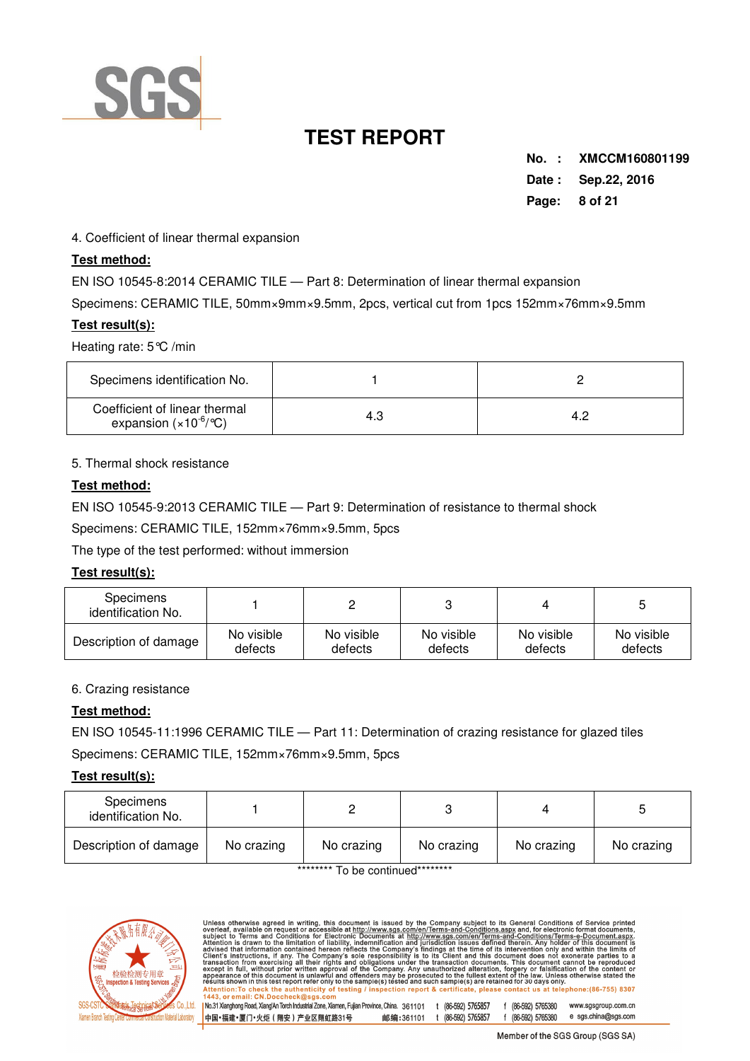# TEST REPORT

**No. : XMCCM160801199**
**Date : Sep.22, 2016**

4. Coefficient of linear thermal expansion

**Test method:**

EN ISO 10545-8:2014 CERAMIC TILE — Part 8: Determination of linear thermal expansion

Specimens: CERAMIC TILE, 50mm×9mm×9.5mm, 2pcs, vertical cut from 1pcs 152mm×76mm×9.5mm

**Test result(s):**

Heating rate: 5℃ /min

| Specimens identification No. | 1 | 2 |
|---|---|---|
| Coefficient of linear thermal expansion ($\times10^{-6}$/℃) | 4.3 | 4.2 |

5. Thermal shock resistance

**Test method:**

EN ISO 10545-9:2013 CERAMIC TILE — Part 9: Determination of resistance to thermal shock

Specimens: CERAMIC TILE, 152mm×76mm×9.5mm, 5pcs

The type of the test performed: without immersion

**Test result(s):**

| Specimens identification No. | 1 | 2 | 3 | 4 | 5 |
|---|---|---|---|---|---|
| Description of damage | No visible defects | No visible defects | No visible defects | No visible defects | No visible defects |

6. Crazing resistance

**Test method:**

EN ISO 10545-11:1996 CERAMIC TILE — Part 11: Determination of crazing resistance for glazed tiles

Specimens: CERAMIC TILE, 152mm×76mm×9.5mm, 5pcs

**Test result(s):**

| Specimens identification No. | 1 | 2 | 3 | 4 | 5 |
|---|---|---|---|---|---|
| Description of damage | No crazing | No crazing | No crazing | No crazing | No crazing |

******** To be continued********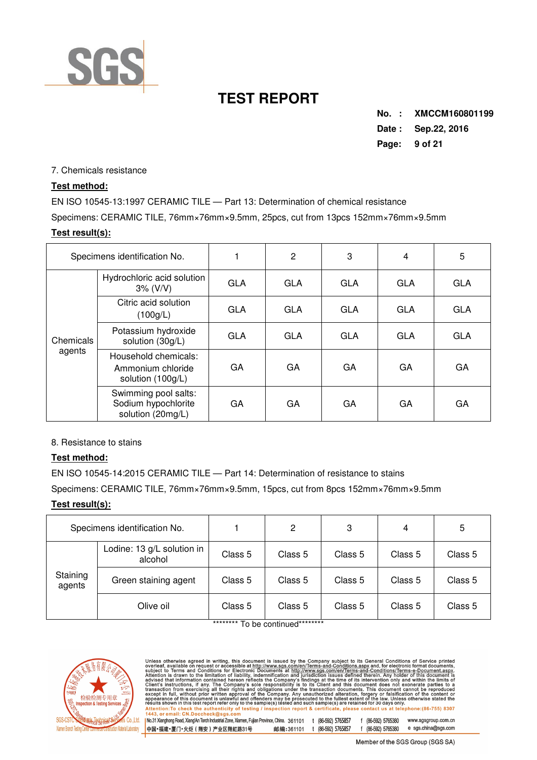7. Chemicals resistance

**Test method:**

EN ISO 10545-13:1997 CERAMIC TILE — Part 13: Determination of chemical resistance

Specimens: CERAMIC TILE, 76mm×76mm×9.5mm, 25pcs, cut from 13pcs 152mm×76mm×9.5mm

**Test result(s):**

| Specimens identification No. | | 1 | 2 | 3 | 4 | 5 |
|---|---|---|---|---|---|---|
| Chemicals agents | Hydrochloric acid solution 3% (V/V) | GLA | GLA | GLA | GLA | GLA |
| | Citric acid solution (100g/L) | GLA | GLA | GLA | GLA | GLA |
| | Potassium hydroxide solution (30g/L) | GLA | GLA | GLA | GLA | GLA |
| | Household chemicals: Ammonium chloride solution (100g/L) | GA | GA | GA | GA | GA |
| | Swimming pool salts: Sodium hypochlorite solution (20mg/L) | GA | GA | GA | GA | GA |

8. Resistance to stains

**Test method:**

EN ISO 10545-14:2015 CERAMIC TILE — Part 14: Determination of resistance to stains

Specimens: CERAMIC TILE, 76mm×76mm×9.5mm, 15pcs, cut from 8pcs 152mm×76mm×9.5mm

**Test result(s):**

| Specimens identification No. | | 1 | 2 | 3 | 4 | 5 |
|---|---|---|---|---|---|---|
| Staining agents | Lodine: 13 g/L solution in alcohol | Class 5 | Class 5 | Class 5 | Class 5 | Class 5 |
| | Green staining agent | Class 5 | Class 5 | Class 5 | Class 5 | Class 5 |
| | Olive oil | Class 5 | Class 5 | Class 5 | Class 5 | Class 5 |

******** To be continued********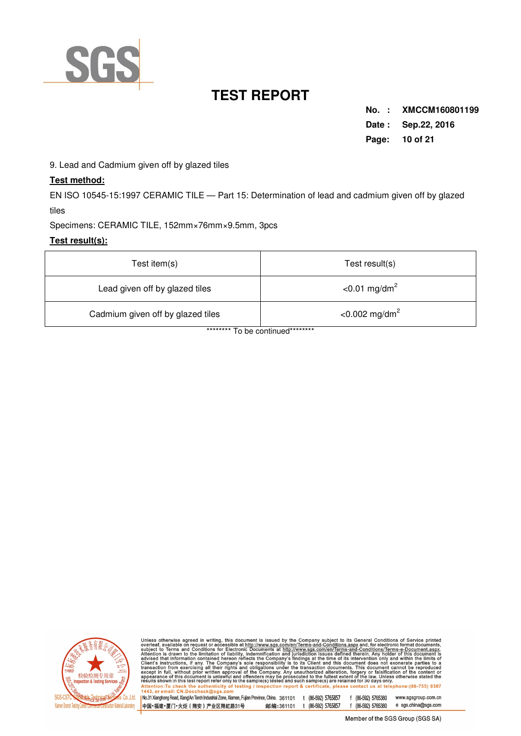9. Lead and Cadmium given off by glazed tiles

**Test method:**

EN ISO 10545-15:1997 CERAMIC TILE — Part 15: Determination of lead and cadmium given off by glazed tiles

Specimens: CERAMIC TILE, 152mm×76mm×9.5mm, 3pcs

**Test result(s):**

| Test item(s) | Test result(s) |
|---|---|
| Lead given off by glazed tiles | <0.01 $mg/dm^2$ |
| Cadmium given off by glazed tiles | <0.002 $mg/dm^2$ |

******** To be continued********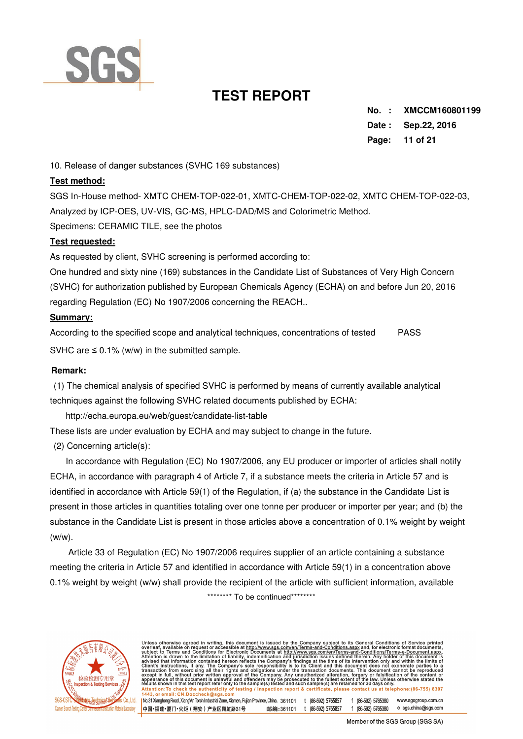10. Release of danger substances (SVHC 169 substances)

**Test method:**

SGS In-House method- XMTC CHEM-TOP-022-01, XMTC-CHEM-TOP-022-02, XMTC CHEM-TOP-022-03, Analyzed by ICP-OES, UV-VIS, GC-MS, HPLC-DAD/MS and Colorimetric Method.

Specimens: CERAMIC TILE, see the photos

**Test requested:**

As requested by client, SVHC screening is performed according to:

One hundred and sixty nine (169) substances in the Candidate List of Substances of Very High Concern (SVHC) for authorization published by European Chemicals Agency (ECHA) on and before Jun 20, 2016 regarding Regulation (EC) No 1907/2006 concerning the REACH..

**Summary:**

According to the specified scope and analytical techniques, concentrations of tested SVHC are ≤ 0.1% (w/w) in the submitted sample. PASS

**Remark:**

(1) The chemical analysis of specified SVHC is performed by means of currently available analytical techniques against the following SVHC related documents published by ECHA:

http://echa.europa.eu/web/guest/candidate-list-table

These lists are under evaluation by ECHA and may subject to change in the future.

(2) Concerning article(s):

In accordance with Regulation (EC) No 1907/2006, any EU producer or importer of articles shall notify ECHA, in accordance with paragraph 4 of Article 7, if a substance meets the criteria in Article 57 and is identified in accordance with Article 59(1) of the Regulation, if (a) the substance in the Candidate List is present in those articles in quantities totaling over one tonne per producer or importer per year; and (b) the substance in the Candidate List is present in those articles above a concentration of 0.1% weight by weight (w/w).

Article 33 of Regulation (EC) No 1907/2006 requires supplier of an article containing a substance meeting the criteria in Article 57 and identified in accordance with Article 59(1) in a concentration above 0.1% weight by weight (w/w) shall provide the recipient of the article with sufficient information, available

******** To be continued********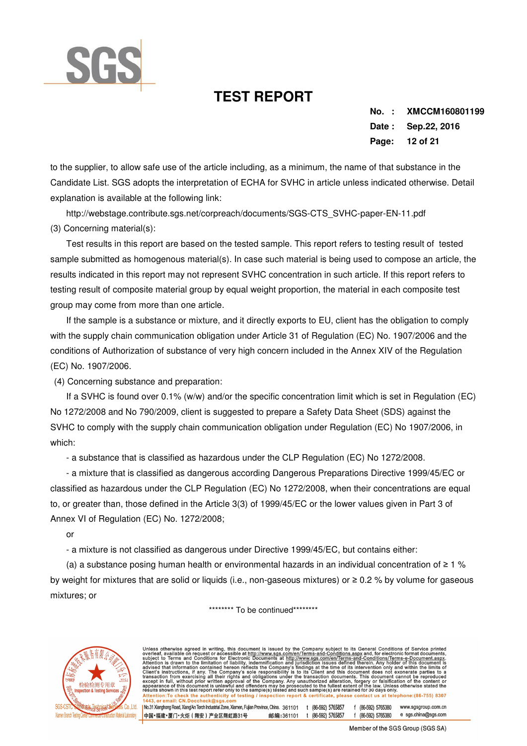to the supplier, to allow safe use of the article including, as a minimum, the name of that substance in the Candidate List. SGS adopts the interpretation of ECHA for SVHC in article unless indicated otherwise. Detail explanation is available at the following link:

http://webstage.contribute.sgs.net/corpreach/documents/SGS-CTS_SVHC-paper-EN-11.pdf

(3) Concerning material(s):

Test results in this report are based on the tested sample. This report refers to testing result of tested sample submitted as homogenous material(s). In case such material is being used to compose an article, the results indicated in this report may not represent SVHC concentration in such article. If this report refers to testing result of composite material group by equal weight proportion, the material in each composite test group may come from more than one article.

If the sample is a substance or mixture, and it directly exports to EU, client has the obligation to comply with the supply chain communication obligation under Article 31 of Regulation (EC) No. 1907/2006 and the conditions of Authorization of substance of very high concern included in the Annex XIV of the Regulation (EC) No. 1907/2006.

(4) Concerning substance and preparation:

If a SVHC is found over 0.1% (w/w) and/or the specific concentration limit which is set in Regulation (EC) No 1272/2008 and No 790/2009, client is suggested to prepare a Safety Data Sheet (SDS) against the SVHC to comply with the supply chain communication obligation under Regulation (EC) No 1907/2006, in which:

- a substance that is classified as hazardous under the CLP Regulation (EC) No 1272/2008.

- a mixture that is classified as dangerous according Dangerous Preparations Directive 1999/45/EC or classified as hazardous under the CLP Regulation (EC) No 1272/2008, when their concentrations are equal to, or greater than, those defined in the Article 3(3) of 1999/45/EC or the lower values given in Part 3 of Annex VI of Regulation (EC) No. 1272/2008;

or

- a mixture is not classified as dangerous under Directive 1999/45/EC, but contains either:

(a) a substance posing human health or environmental hazards in an individual concentration of ≥ 1 % by weight for mixtures that are solid or liquids (i.e., non-gaseous mixtures) or ≥ 0.2 % by volume for gaseous mixtures; or

******** To be continued********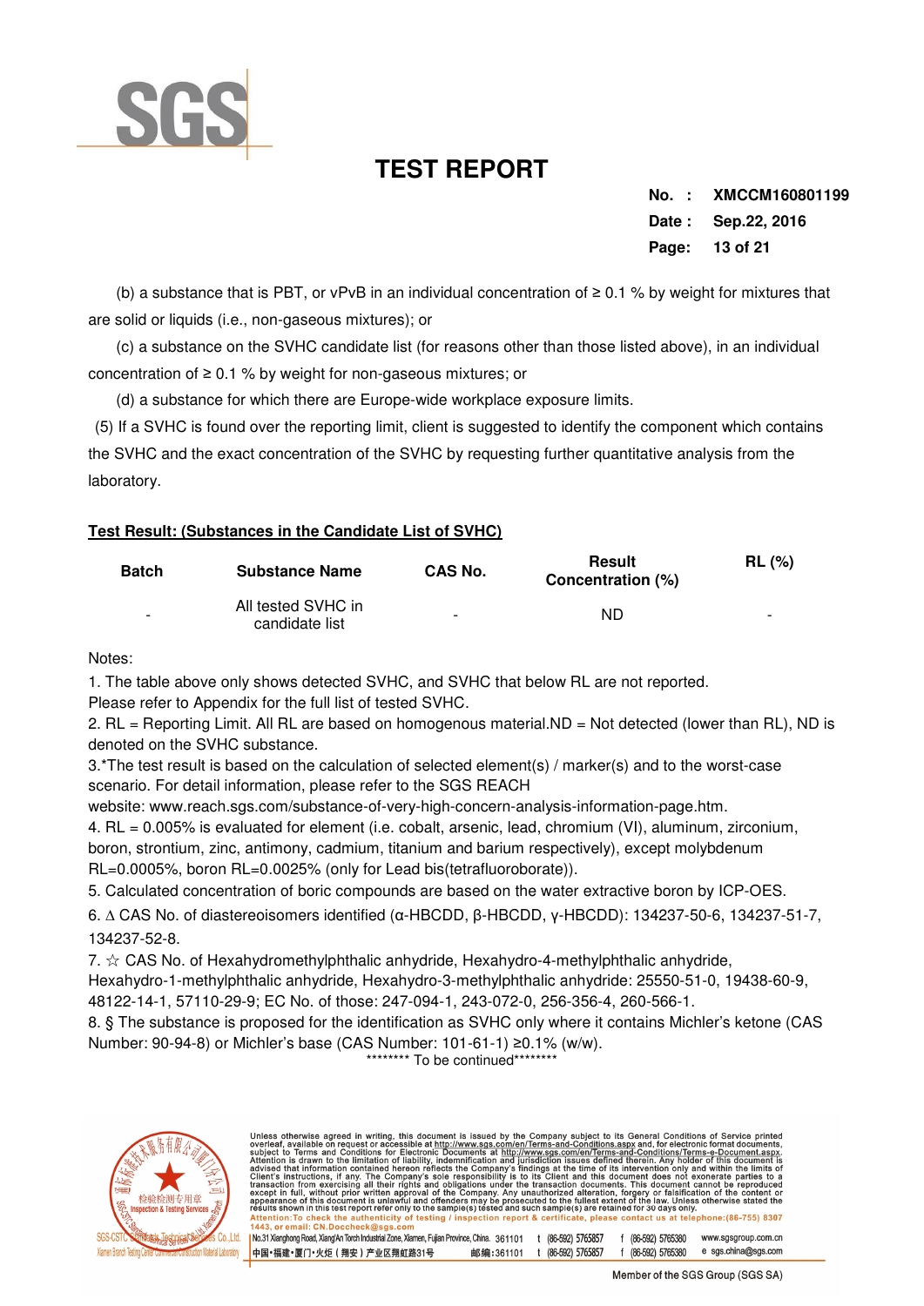(b) a substance that is PBT, or vPvB in an individual concentration of ≥ 0.1 % by weight for mixtures that are solid or liquids (i.e., non-gaseous mixtures); or

(c) a substance on the SVHC candidate list (for reasons other than those listed above), in an individual concentration of ≥ 0.1 % by weight for non-gaseous mixtures; or

(d) a substance for which there are Europe-wide workplace exposure limits.

(5) If a SVHC is found over the reporting limit, client is suggested to identify the component which contains the SVHC and the exact concentration of the SVHC by requesting further quantitative analysis from the laboratory.

**Test Result: (Substances in the Candidate List of SVHC)**

| Batch | Substance Name | CAS No. | Result Concentration (%) | RL (%) |
|---|---|---|---|---|
| - | All tested SVHC in candidate list | - | ND | - |

Notes:

1. The table above only shows detected SVHC, and SVHC that below RL are not reported. Please refer to Appendix for the full list of tested SVHC.
2. RL = Reporting Limit. All RL are based on homogenous material.ND = Not detected (lower than RL), ND is denoted on the SVHC substance.
3. *The test result is based on the calculation of selected element(s) / marker(s) and to the worst-case scenario. For detail information, please refer to the SGS REACH website: www.reach.sgs.com/substance-of-very-high-concern-analysis-information-page.htm.
4. RL = 0.005% is evaluated for element (i.e. cobalt, arsenic, lead, chromium (VI), aluminum, zirconium, boron, strontium, zinc, antimony, cadmium, titanium and barium respectively), except molybdenum RL=0.0005%, boron RL=0.0025% (only for Lead bis(tetrafluoroborate)).
5. Calculated concentration of boric compounds are based on the water extractive boron by ICP-OES.
6. ∆ CAS No. of diastereoisomers identified (α-HBCDD, β-HBCDD, γ-HBCDD): 134237-50-6, 134237-51-7, 134237-52-8.
7. ☆ CAS No. of Hexahydromethylphthalic anhydride, Hexahydro-4-methylphthalic anhydride, Hexahydro-1-methylphthalic anhydride, Hexahydro-3-methylphthalic anhydride: 25550-51-0, 19438-60-9, 48122-14-1, 57110-29-9; EC No. of those: 247-094-1, 243-072-0, 256-356-4, 260-566-1.
8. § The substance is proposed for the identification as SVHC only where it contains Michler's ketone (CAS Number: 90-94-8) or Michler's base (CAS Number: 101-61-1) ≥0.1% (w/w).

******** To be continued********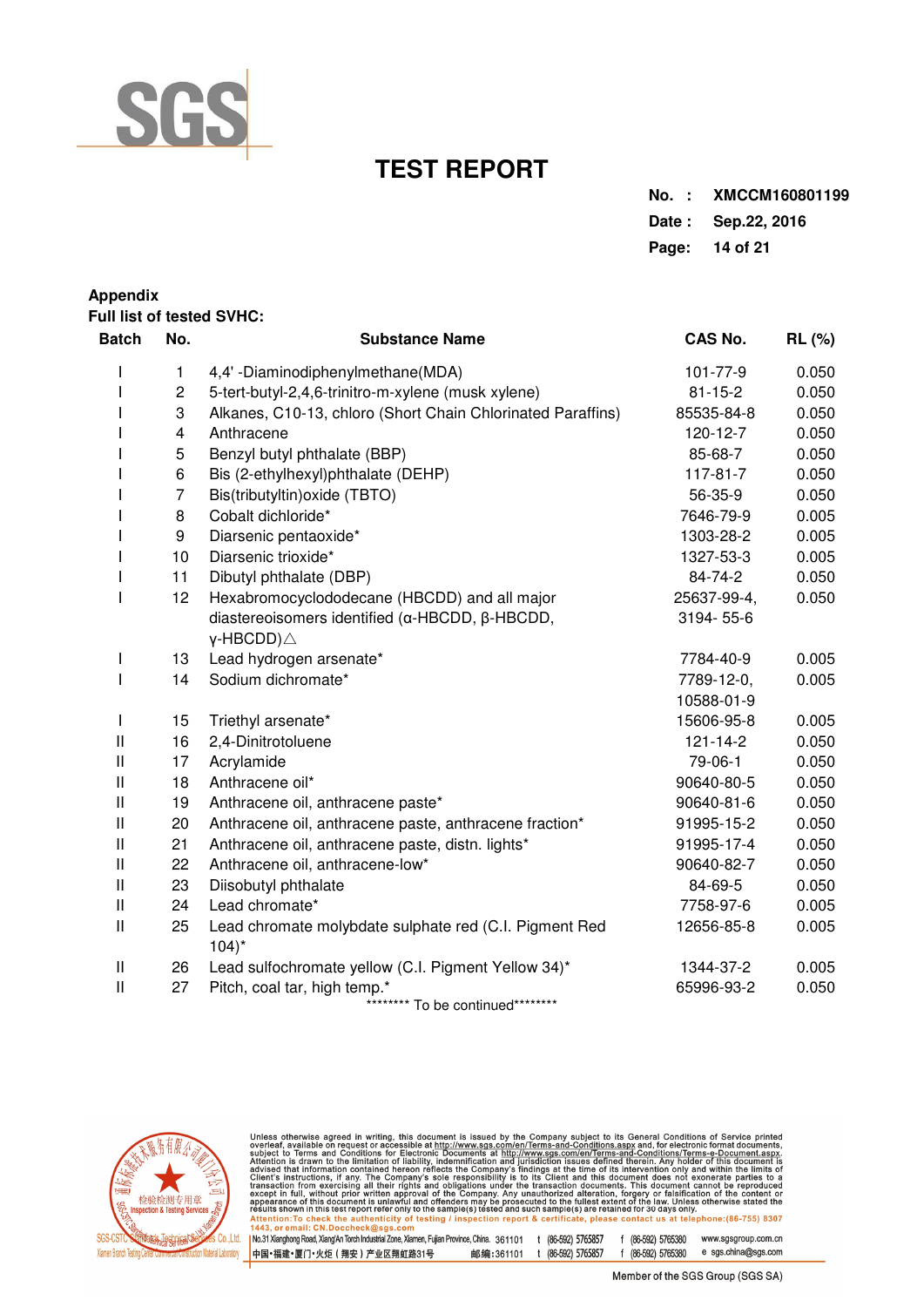# TEST REPORT

No. : XMCCM160801199
Date : Sep.22, 2016

**Appendix**

**Full list of tested SVHC:**

| Batch | No. | Substance Name | CAS No. | RL (%) |
|---|---|---|---|---|
| I | 1 | 4,4' -Diaminodiphenylmethane(MDA) | 101-77-9 | 0.050 |
| I | 2 | 5-tert-butyl-2,4,6-trinitro-m-xylene (musk xylene) | 81-15-2 | 0.050 |
| I | 3 | Alkanes, C10-13, chloro (Short Chain Chlorinated Paraffins) | 85535-84-8 | 0.050 |
| I | 4 | Anthracene | 120-12-7 | 0.050 |
| I | 5 | Benzyl butyl phthalate (BBP) | 85-68-7 | 0.050 |
| I | 6 | Bis (2-ethylhexyl)phthalate (DEHP) | 117-81-7 | 0.050 |
| I | 7 | Bis(tributyltin)oxide (TBTO) | 56-35-9 | 0.050 |
| I | 8 | Cobalt dichloride* | 7646-79-9 | 0.005 |
| I | 9 | Diarsenic pentaoxide* | 1303-28-2 | 0.005 |
| I | 10 | Diarsenic trioxide* | 1327-53-3 | 0.005 |
| I | 11 | Dibutyl phthalate (DBP) | 84-74-2 | 0.050 |
| I | 12 | Hexabromocyclododecane (HBCDD) and all major diastereoisomers identified (α-HBCDD, β-HBCDD, γ-HBCDD)△ | 25637-99-4, 3194- 55-6 | 0.050 |
| I | 13 | Lead hydrogen arsenate* | 7784-40-9 | 0.005 |
| I | 14 | Sodium dichromate* | 7789-12-0, 10588-01-9 | 0.005 |
| I | 15 | Triethyl arsenate* | 15606-95-8 | 0.005 |
| II | 16 | 2,4-Dinitrotoluene | 121-14-2 | 0.050 |
| II | 17 | Acrylamide | 79-06-1 | 0.050 |
| II | 18 | Anthracene oil* | 90640-80-5 | 0.050 |
| II | 19 | Anthracene oil, anthracene paste* | 90640-81-6 | 0.050 |
| II | 20 | Anthracene oil, anthracene paste, anthracene fraction* | 91995-15-2 | 0.050 |
| II | 21 | Anthracene oil, anthracene paste, distn. lights* | 91995-17-4 | 0.050 |
| II | 22 | Anthracene oil, anthracene-low* | 90640-82-7 | 0.050 |
| II | 23 | Diisobutyl phthalate | 84-69-5 | 0.050 |
| II | 24 | Lead chromate* | 7758-97-6 | 0.005 |
| II | 25 | Lead chromate molybdate sulphate red (C.I. Pigment Red 104)* | 12656-85-8 | 0.005 |
| II | 26 | Lead sulfochromate yellow (C.I. Pigment Yellow 34)* | 1344-37-2 | 0.005 |
| II | 27 | Pitch, coal tar, high temp.* | 65996-93-2 | 0.050 |

******** To be continued********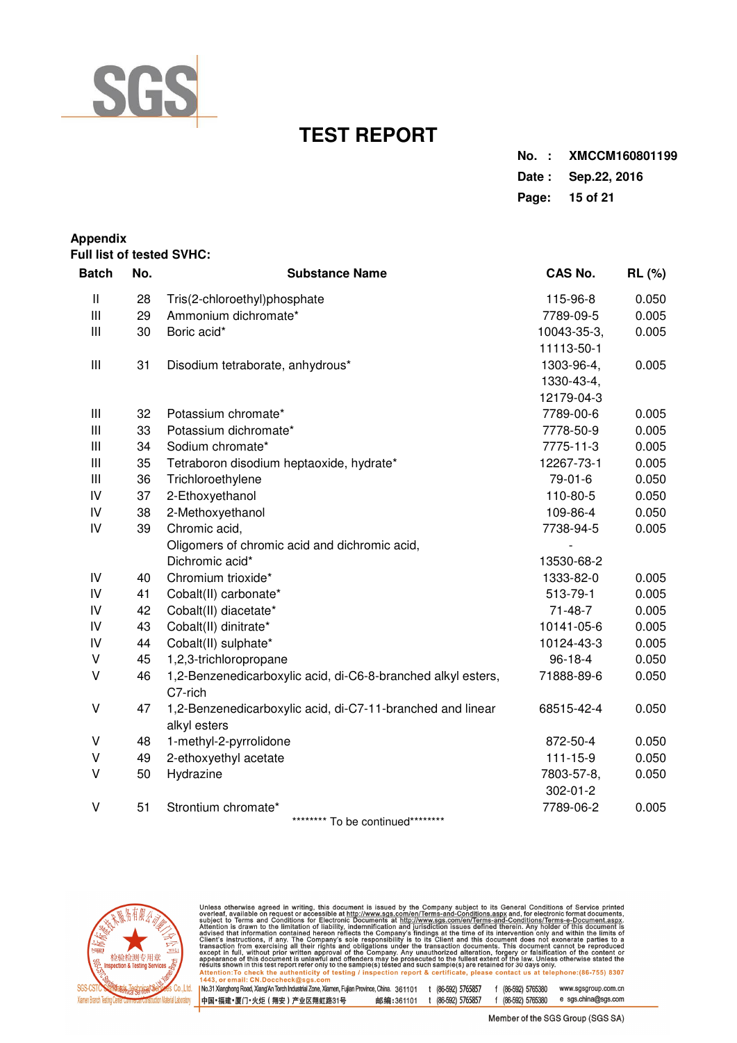# TEST REPORT

**No. : XMCCM160801199**
**Date : Sep.22, 2016**

**Appendix**
**Full list of tested SVHC:**

| Batch | No. | Substance Name | CAS No. | RL (%) |
|---|---|---|---|---|
| II | 28 | Tris(2-chloroethyl)phosphate | 115-96-8 | 0.050 |
| III | 29 | Ammonium dichromate* | 7789-09-5 | 0.005 |
| III | 30 | Boric acid* | 10043-35-3, 11113-50-1 | 0.005 |
| III | 31 | Disodium tetraborate, anhydrous* | 1303-96-4, 1330-43-4, 12179-04-3 | 0.005 |
| III | 32 | Potassium chromate* | 7789-00-6 | 0.005 |
| III | 33 | Potassium dichromate* | 7778-50-9 | 0.005 |
| III | 34 | Sodium chromate* | 7775-11-3 | 0.005 |
| III | 35 | Tetraboron disodium heptaoxide, hydrate* | 12267-73-1 | 0.005 |
| III | 36 | Trichloroethylene | 79-01-6 | 0.050 |
| IV | 37 | 2-Ethoxyethanol | 110-80-5 | 0.050 |
| IV | 38 | 2-Methoxyethanol | 109-86-4 | 0.050 |
| IV | 39 | Chromic acid, | 7738-94-5 | 0.005 |
| | | Oligomers of chromic acid and dichromic acid, | - | |
| | | Dichromic acid* | 13530-68-2 | |
| IV | 40 | Chromium trioxide* | 1333-82-0 | 0.005 |
| IV | 41 | Cobalt(II) carbonate* | 513-79-1 | 0.005 |
| IV | 42 | Cobalt(II) diacetate* | 71-48-7 | 0.005 |
| IV | 43 | Cobalt(II) dinitrate* | 10141-05-6 | 0.005 |
| IV | 44 | Cobalt(II) sulphate* | 10124-43-3 | 0.005 |
| V | 45 | 1,2,3-trichloropropane | 96-18-4 | 0.050 |
| V | 46 | 1,2-Benzenedicarboxylic acid, di-C6-8-branched alkyl esters, C7-rich | 71888-89-6 | 0.050 |
| V | 47 | 1,2-Benzenedicarboxylic acid, di-C7-11-branched and linear alkyl esters | 68515-42-4 | 0.050 |
| V | 48 | 1-methyl-2-pyrrolidone | 872-50-4 | 0.050 |
| V | 49 | 2-ethoxyethyl acetate | 111-15-9 | 0.050 |
| V | 50 | Hydrazine | 7803-57-8, 302-01-2 | 0.050 |
| V | 51 | Strontium chromate* | 7789-06-2 | 0.005 |

******** To be continued********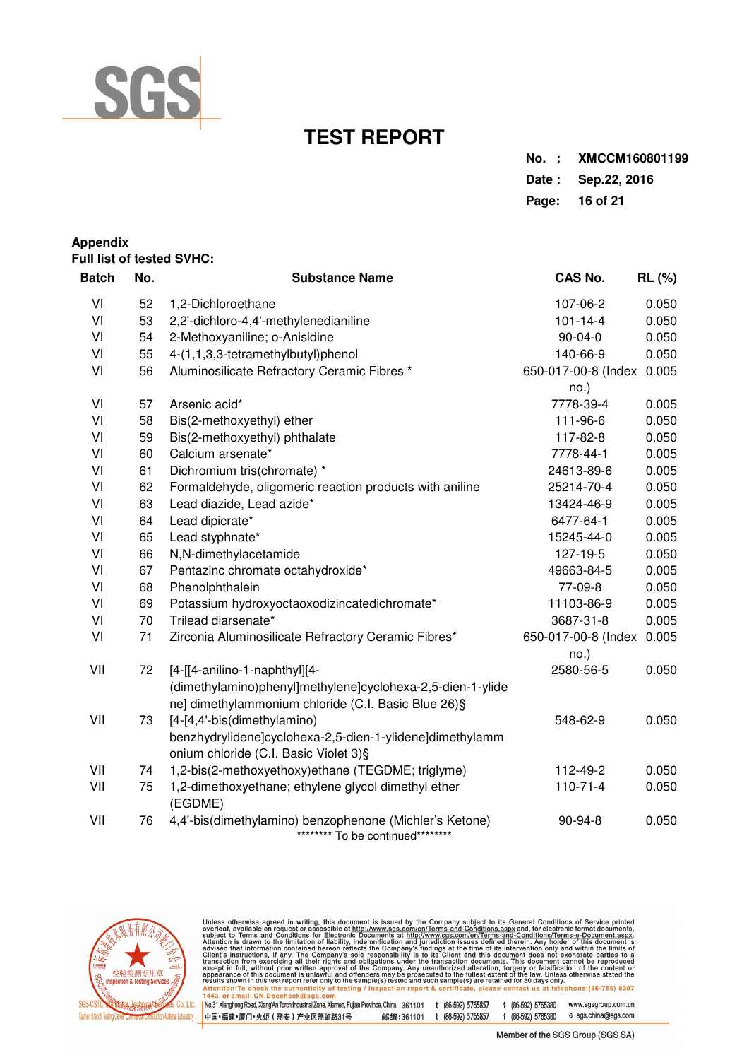# TEST REPORT

**No. :** XMCCM160801199
**Date :** Sep.22, 2016

**Appendix**
**Full list of tested SVHC:**

| Batch | No. | Substance Name | CAS No. | RL (%) |
|---|---|---|---|---|
| VI | 52 | 1,2-Dichloroethane | 107-06-2 | 0.050 |
| VI | 53 | 2,2'-dichloro-4,4'-methylenedianiline | 101-14-4 | 0.050 |
| VI | 54 | 2-Methoxyaniline; o-Anisidine | 90-04-0 | 0.050 |
| VI | 55 | 4-(1,1,3,3-tetramethylbutyl)phenol | 140-66-9 | 0.050 |
| VI | 56 | Aluminosilicate Refractory Ceramic Fibres * | 650-017-00-8 (Index no.) | 0.005 |
| VI | 57 | Arsenic acid* | 7778-39-4 | 0.005 |
| VI | 58 | Bis(2-methoxyethyl) ether | 111-96-6 | 0.050 |
| VI | 59 | Bis(2-methoxyethyl) phthalate | 117-82-8 | 0.050 |
| VI | 60 | Calcium arsenate* | 7778-44-1 | 0.005 |
| VI | 61 | Dichromium tris(chromate) * | 24613-89-6 | 0.005 |
| VI | 62 | Formaldehyde, oligomeric reaction products with aniline | 25214-70-4 | 0.050 |
| VI | 63 | Lead diazide, Lead azide* | 13424-46-9 | 0.005 |
| VI | 64 | Lead dipicrate* | 6477-64-1 | 0.005 |
| VI | 65 | Lead styphnate* | 15245-44-0 | 0.005 |
| VI | 66 | N,N-dimethylacetamide | 127-19-5 | 0.050 |
| VI | 67 | Pentazinc chromate octahydroxide* | 49663-84-5 | 0.005 |
| VI | 68 | Phenolphthalein | 77-09-8 | 0.050 |
| VI | 69 | Potassium hydroxyoctaoxodizincatedichromate* | 11103-86-9 | 0.005 |
| VI | 70 | Trilead diarsenate* | 3687-31-8 | 0.005 |
| VI | 71 | Zirconia Aluminosilicate Refractory Ceramic Fibres* | 650-017-00-8 (Index no.) | 0.005 |
| VII | 72 | [4-[[4-anilino-1-naphthyl][4-(dimethylamino)phenyl]methylene]cyclohexa-2,5-dien-1-ylidene] dimethylammonium chloride (C.I. Basic Blue 26)§ | 2580-56-5 | 0.050 |
| VII | 73 | [4-[4,4'-bis(dimethylamino) benzhydrylidene]cyclohexa-2,5-dien-1-ylidene]dimethylammonium chloride (C.I. Basic Violet 3)§ | 548-62-9 | 0.050 |
| VII | 74 | 1,2-bis(2-methoxyethoxy)ethane (TEGDME; triglyme) | 112-49-2 | 0.050 |
| VII | 75 | 1,2-dimethoxyethane; ethylene glycol dimethyl ether (EGDME) | 110-71-4 | 0.050 |
| VII | 76 | 4,4'-bis(dimethylamino) benzophenone (Michler's Ketone) | 90-94-8 | 0.050 |

******** To be continued********

Unless otherwise agreed in writing, this document is issued by the Company subject to its General Conditions of Service printed overleaf, available on request or accessible at http://www.sgs.com/en/Terms-and-Conditions.aspx and, for electronic format documents, subject to Terms and Conditions for Electronic Documents at http://www.sgs.com/en/Terms-and-Conditions/Terms-e-Document.aspx. Attention is drawn to the limitation of liability, indemnification and jurisdiction issues defined therein. Any holder of this document is advised that information contained hereon reflects the Company's findings at the time of its intervention only and within the limits of Client's instructions, if any. The Company's sole responsibility is to its Client and this document does not exonerate parties to a transaction from exercising all their rights and obligations under the transaction documents. This document cannot be reproduced except in full, without prior written approval of the Company. Any unauthorized alteration, forgery or falsification of the content or appearance of this document is unlawful and offenders may be prosecuted to the fullest extent of the law. Unless otherwise stated the results shown in this test report refer only to the sample(s) tested and such sample(s) are retained for 30 days only.
Attention: To check the authenticity of testing / inspection report & certificate, please contact us at telephone:(86-755) 8307 1443, or email: CN.Doccheck@sgs.com

No.31 Xianghong Road, Xiang'An Torch Industrial Zone, Xiamen, Fujian Province, China. 361101 t (86-592) 5765857 f (86-592) 5765380 www.sgsgroup.com.cn
中国•福建•厦门•火炬（翔安）产业区翔虹路31号 邮编：361101 t (86-592) 5765857 f (86-592) 5765380 e sgs.china@sgs.com

Member of the SGS Group (SGS SA)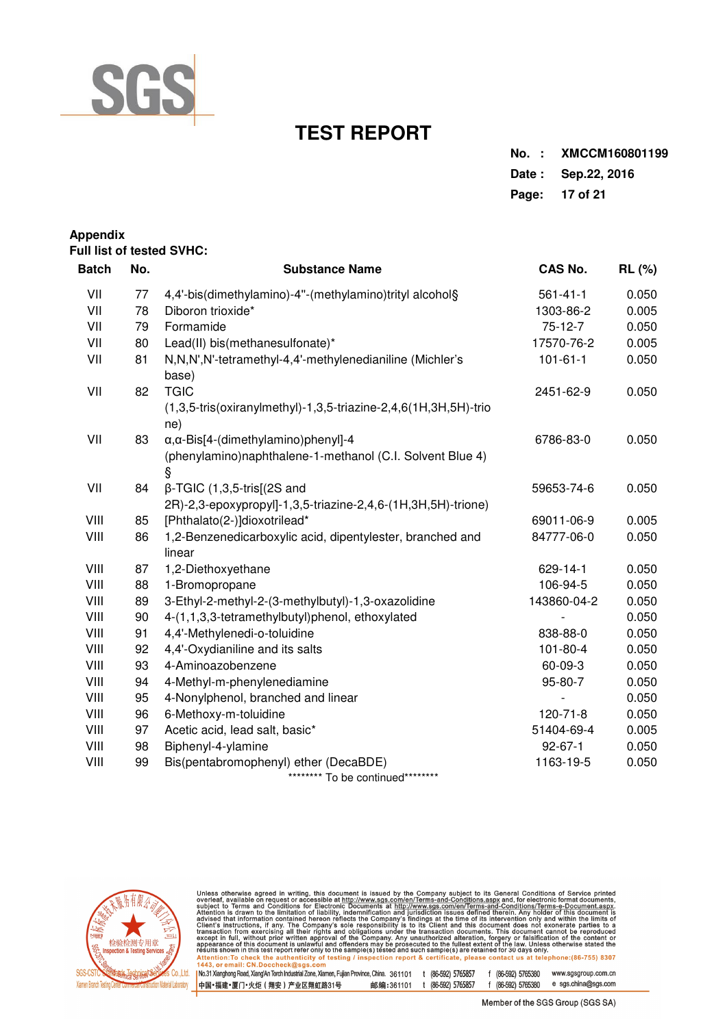# TEST REPORT

**No. : XMCCM160801199**
**Date : Sep.22, 2016**

**Appendix**
**Full list of tested SVHC:**

| Batch | No. | Substance Name | CAS No. | RL (%) |
|---|---|---|---|---|
| VII | 77 | 4,4'-bis(dimethylamino)-4''-(methylamino)trityl alcohol§ | 561-41-1 | 0.050 |
| VII | 78 | Diboron trioxide* | 1303-86-2 | 0.005 |
| VII | 79 | Formamide | 75-12-7 | 0.050 |
| VII | 80 | Lead(II) bis(methanesulfonate)* | 17570-76-2 | 0.005 |
| VII | 81 | N,N,N',N'-tetramethyl-4,4'-methylenedianiline (Michler's base) | 101-61-1 | 0.050 |
| VII | 82 | TGIC (1,3,5-tris(oxiranylmethyl)-1,3,5-triazine-2,4,6(1H,3H,5H)-trione) | 2451-62-9 | 0.050 |
| VII | 83 | α,α-Bis[4-(dimethylamino)phenyl]-4 (phenylamino)naphthalene-1-methanol (C.I. Solvent Blue 4) § | 6786-83-0 | 0.050 |
| VII | 84 | β-TGIC (1,3,5-tris[(2S and 2R)-2,3-epoxypropyl]-1,3,5-triazine-2,4,6-(1H,3H,5H)-trione) | 59653-74-6 | 0.050 |
| VIII | 85 | [Phthalato(2-)]dioxotrilead* | 69011-06-9 | 0.005 |
| VIII | 86 | 1,2-Benzenedicarboxylic acid, dipentylester, branched and linear | 84777-06-0 | 0.050 |
| VIII | 87 | 1,2-Diethoxyethane | 629-14-1 | 0.050 |
| VIII | 88 | 1-Bromopropane | 106-94-5 | 0.050 |
| VIII | 89 | 3-Ethyl-2-methyl-2-(3-methylbutyl)-1,3-oxazolidine | 143860-04-2 | 0.050 |
| VIII | 90 | 4-(1,1,3,3-tetramethylbutyl)phenol, ethoxylated | - | 0.050 |
| VIII | 91 | 4,4'-Methylenedi-o-toluidine | 838-88-0 | 0.050 |
| VIII | 92 | 4,4'-Oxydianiline and its salts | 101-80-4 | 0.050 |
| VIII | 93 | 4-Aminoazobenzene | 60-09-3 | 0.050 |
| VIII | 94 | 4-Methyl-m-phenylenediamine | 95-80-7 | 0.050 |
| VIII | 95 | 4-Nonylphenol, branched and linear | - | 0.050 |
| VIII | 96 | 6-Methoxy-m-toluidine | 120-71-8 | 0.050 |
| VIII | 97 | Acetic acid, lead salt, basic* | 51404-69-4 | 0.005 |
| VIII | 98 | Biphenyl-4-ylamine | 92-67-1 | 0.050 |
| VIII | 99 | Bis(pentabromophenyl) ether (DecaBDE) | 1163-19-5 | 0.050 |

******** To be continued********

Unless otherwise agreed in writing, this document is issued by the Company subject to its General Conditions of Service printed overleaf, available on request or accessible at http://www.sgs.com/en/Terms-and-Conditions.aspx and, for electronic format documents, subject to Terms and Conditions for Electronic Documents at http://www.sgs.com/en/Terms-and-Conditions/Terms-e-Document.aspx. Attention is drawn to the limitation of liability, indemnification and jurisdiction issues defined therein. Any holder of this document is advised that information contained hereon reflects the Company's findings at the time of its intervention only and within the limits of Client's instructions, if any. The Company's sole responsibility is to its Client and this document does not exonerate parties to a transaction from exercising all their rights and obligations under the transaction documents. This document cannot be reproduced except in full, without prior written approval of the Company. Any unauthorized alteration, forgery or falsification of the content or appearance of this document is unlawful and offenders may be prosecuted to the fullest extent of the law. Unless otherwise stated the results shown in this test report refer only to the sample(s) tested and such sample(s) are retained for 30 days only.
Attention:To check the authenticity of testing / inspection report & certificate, please contact us at telephone:(86-755) 8307 1443, or email: CN.Doccheck@sgs.com

No.31 Xianghong Road, Xiang'An Torch Industrial Zone, Xiamen, Fujian Province, China. 361101 t (86-592) 5765857 f (86-592) 5765380 www.sgsgroup.com.cn
中国•福建•厦门•火炬（翔安）产业区翔虹路31号 邮编：361101 t (86-592) 5765857 f (86-592) 5765380 e sgs.china@sgs.com

Member of the SGS Group (SGS SA)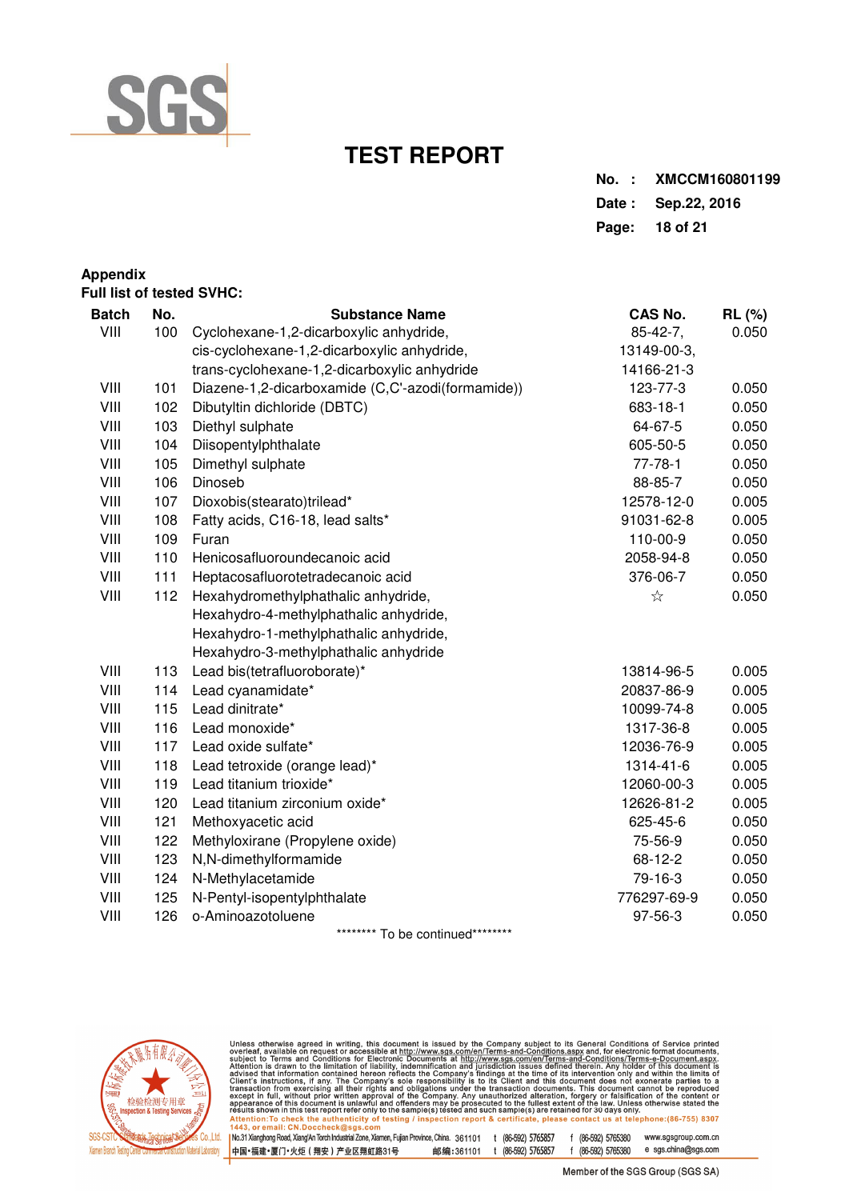# TEST REPORT

**No. : XMCCM160801199**
**Date : Sep.22, 2016**

**Appendix**
**Full list of tested SVHC:**

| Batch | No. | Substance Name | CAS No. | RL (%) |
|---|---|---|---|---|
| VIII | 100 | Cyclohexane-1,2-dicarboxylic anhydride, cis-cyclohexane-1,2-dicarboxylic anhydride, trans-cyclohexane-1,2-dicarboxylic anhydride | 85-42-7, 13149-00-3, 14166-21-3 | 0.050 |
| VIII | 101 | Diazene-1,2-dicarboxamide (C,C'-azodi(formamide)) | 123-77-3 | 0.050 |
| VIII | 102 | Dibutyltin dichloride (DBTC) | 683-18-1 | 0.050 |
| VIII | 103 | Diethyl sulphate | 64-67-5 | 0.050 |
| VIII | 104 | Diisopentylphthalate | 605-50-5 | 0.050 |
| VIII | 105 | Dimethyl sulphate | 77-78-1 | 0.050 |
| VIII | 106 | Dinoseb | 88-85-7 | 0.050 |
| VIII | 107 | Dioxobis(stearato)trilead* | 12578-12-0 | 0.005 |
| VIII | 108 | Fatty acids, C16-18, lead salts* | 91031-62-8 | 0.005 |
| VIII | 109 | Furan | 110-00-9 | 0.050 |
| VIII | 110 | Henicosafluoroundecanoic acid | 2058-94-8 | 0.050 |
| VIII | 111 | Heptacosafluorotetradecanoic acid | 376-06-7 | 0.050 |
| VIII | 112 | Hexahydromethylphathalic anhydride, Hexahydro-4-methylphathalic anhydride, Hexahydro-1-methylphathalic anhydride, Hexahydro-3-methylphathalic anhydride | ☆ | 0.050 |
| VIII | 113 | Lead bis(tetrafluoroborate)* | 13814-96-5 | 0.005 |
| VIII | 114 | Lead cyanamidate* | 20837-86-9 | 0.005 |
| VIII | 115 | Lead dinitrate* | 10099-74-8 | 0.005 |
| VIII | 116 | Lead monoxide* | 1317-36-8 | 0.005 |
| VIII | 117 | Lead oxide sulfate* | 12036-76-9 | 0.005 |
| VIII | 118 | Lead tetroxide (orange lead)* | 1314-41-6 | 0.005 |
| VIII | 119 | Lead titanium trioxide* | 12060-00-3 | 0.005 |
| VIII | 120 | Lead titanium zirconium oxide* | 12626-81-2 | 0.005 |
| VIII | 121 | Methoxyacetic acid | 625-45-6 | 0.050 |
| VIII | 122 | Methyloxirane (Propylene oxide) | 75-56-9 | 0.050 |
| VIII | 123 | N,N-dimethylformamide | 68-12-2 | 0.050 |
| VIII | 124 | N-Methylacetamide | 79-16-3 | 0.050 |
| VIII | 125 | N-Pentyl-isopentylphthalate | 776297-69-9 | 0.050 |
| VIII | 126 | o-Aminoazotoluene | 97-56-3 | 0.050 |

******** To be continued********

Unless otherwise agreed in writing, this document is issued by the Company subject to its General Conditions of Service printed overleaf, available on request or accessible at http://www.sgs.com/en/Terms-and-Conditions.aspx and, for electronic format documents, subject to Terms and Conditions for Electronic Documents at http://www.sgs.com/en/Terms-and-Conditions/Terms-e-Document.aspx. Attention is drawn to the limitation of liability, indemnification and jurisdiction issues defined therein. Any holder of this document is advised that information contained hereon reflects the Company's findings at the time of its intervention only and within the limits of Client's instructions, if any. The Company's sole responsibility is to its Client and this document does not exonerate parties to a transaction from exercising all their rights and obligations under the transaction documents. This document cannot be reproduced except in full, without prior written approval of the Company. Any unauthorized alteration, forgery or falsification of the content or appearance of this document is unlawful and offenders may be prosecuted to the fullest extent of the law. Unless otherwise stated the results shown in this test report refer only to the sample(s) tested and such sample(s) are retained for 30 days only.
Attention:To check the authenticity of testing / inspection report & certificate, please contact us at telephone:(86-755) 8307 1443, or email: CN.Doccheck@sgs.com

No.31 Xianghong Road, Xiang'An Torch Industrial Zone, Xiamen, Fujian Province, China. 361101 t (86-592) 5765857 f (86-592) 5765380 www.sgsgroup.com.cn
中国•福建•厦门•火炬（翔安）产业区翔虹路31号 邮编:361101 t (86-592) 5765857 f (86-592) 5765380 e sgs.china@sgs.com

Member of the SGS Group (SGS SA)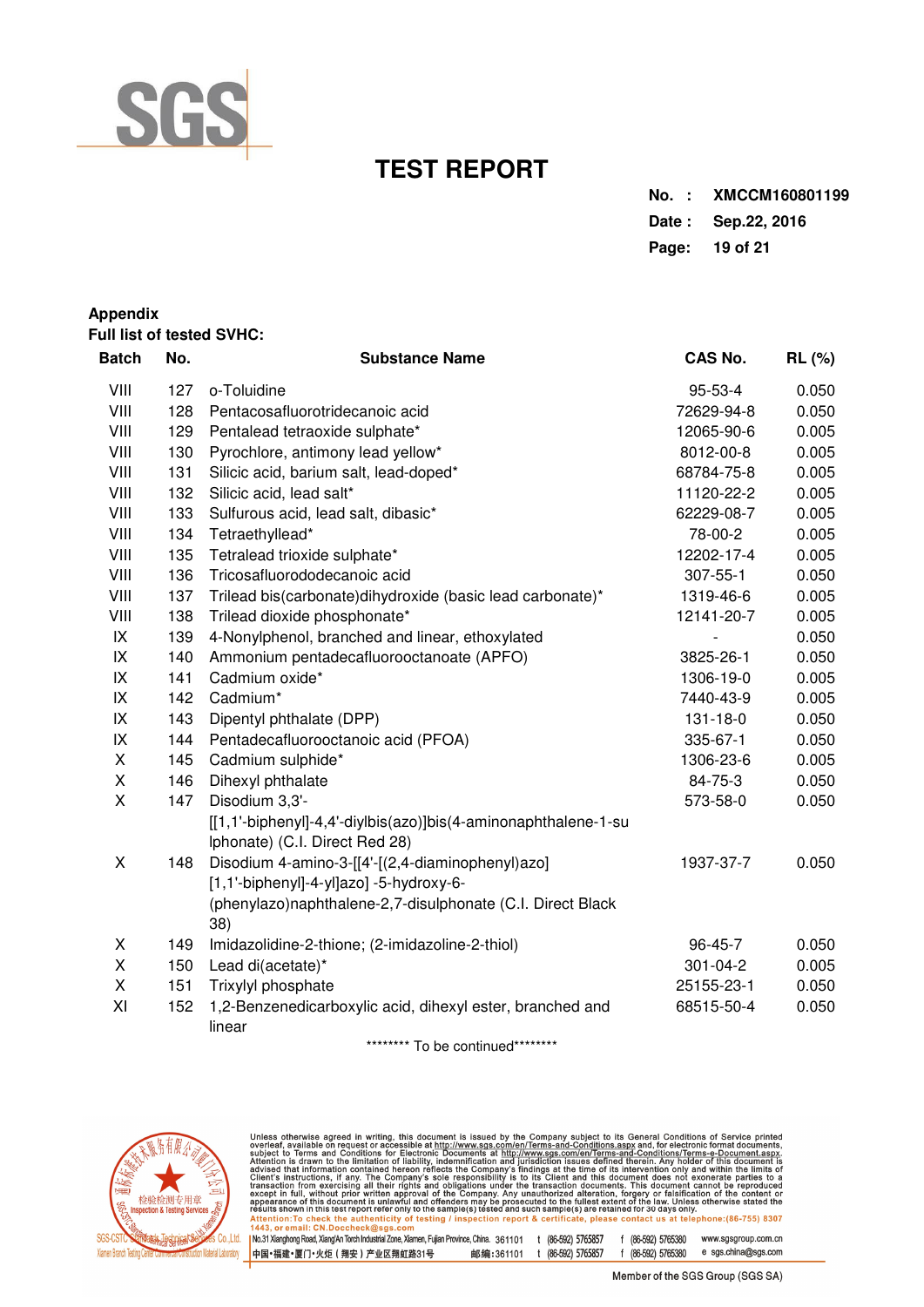# TEST REPORT

No. : XMCCM160801199
Date : Sep.22, 2016

**Appendix**

**Full list of tested SVHC:**

| Batch | No. | Substance Name | CAS No. | RL (%) |
|---|---|---|---|---|
| VIII | 127 | o-Toluidine | 95-53-4 | 0.050 |
| VIII | 128 | Pentacosafluorotridecanoic acid | 72629-94-8 | 0.050 |
| VIII | 129 | Pentalead tetraoxide sulphate* | 12065-90-6 | 0.005 |
| VIII | 130 | Pyrochlore, antimony lead yellow* | 8012-00-8 | 0.005 |
| VIII | 131 | Silicic acid, barium salt, lead-doped* | 68784-75-8 | 0.005 |
| VIII | 132 | Silicic acid, lead salt* | 11120-22-2 | 0.005 |
| VIII | 133 | Sulfurous acid, lead salt, dibasic* | 62229-08-7 | 0.005 |
| VIII | 134 | Tetraethyllead* | 78-00-2 | 0.005 |
| VIII | 135 | Tetralead trioxide sulphate* | 12202-17-4 | 0.005 |
| VIII | 136 | Tricosafluorododecanoic acid | 307-55-1 | 0.050 |
| VIII | 137 | Trilead bis(carbonate)dihydroxide (basic lead carbonate)* | 1319-46-6 | 0.005 |
| VIII | 138 | Trilead dioxide phosphonate* | 12141-20-7 | 0.005 |
| IX | 139 | 4-Nonylphenol, branched and linear, ethoxylated | - | 0.050 |
| IX | 140 | Ammonium pentadecafluorooctanoate (APFO) | 3825-26-1 | 0.050 |
| IX | 141 | Cadmium oxide* | 1306-19-0 | 0.005 |
| IX | 142 | Cadmium* | 7440-43-9 | 0.005 |
| IX | 143 | Dipentyl phthalate (DPP) | 131-18-0 | 0.050 |
| IX | 144 | Pentadecafluorooctanoic acid (PFOA) | 335-67-1 | 0.050 |
| X | 145 | Cadmium sulphide* | 1306-23-6 | 0.005 |
| X | 146 | Dihexyl phthalate | 84-75-3 | 0.050 |
| X | 147 | Disodium 3,3'-[[1,1'-biphenyl]-4,4'-diylbis(azo)]bis(4-aminonaphthalene-1-sulphonate) (C.I. Direct Red 28) | 573-58-0 | 0.050 |
| X | 148 | Disodium 4-amino-3-[[4'-[(2,4-diaminophenyl)azo][1,1'-biphenyl]-4-yl]azo] -5-hydroxy-6-(phenylazo)naphthalene-2,7-disulphonate (C.I. Direct Black 38) | 1937-37-7 | 0.050 |
| X | 149 | Imidazolidine-2-thione; (2-imidazoline-2-thiol) | 96-45-7 | 0.050 |
| X | 150 | Lead di(acetate)* | 301-04-2 | 0.005 |
| X | 151 | Trixylyl phosphate | 25155-23-1 | 0.050 |
| XI | 152 | 1,2-Benzenedicarboxylic acid, dihexyl ester, branched and linear | 68515-50-4 | 0.050 |

******** To be continued********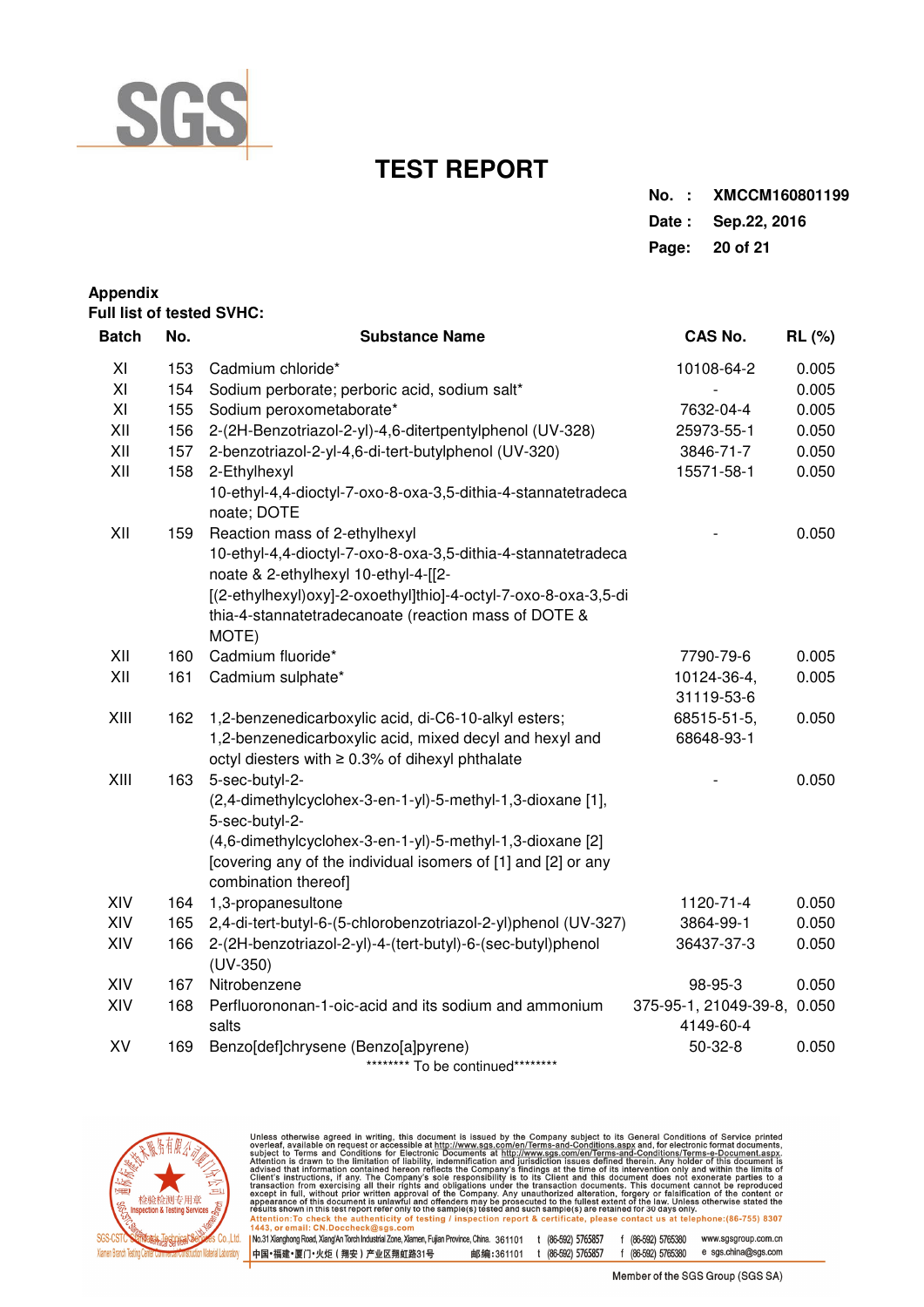# TEST REPORT

**No. :** XMCCM160801199
**Date :** Sep.22, 2016

**Appendix**
**Full list of tested SVHC:**

| Batch | No. | Substance Name | CAS No. | RL (%) |
|---|---|---|---|---|
| XI | 153 | Cadmium chloride* | 10108-64-2 | 0.005 |
| XI | 154 | Sodium perborate; perboric acid, sodium salt* | - | 0.005 |
| XI | 155 | Sodium peroxometaborate* | 7632-04-4 | 0.005 |
| XII | 156 | 2-(2H-Benzotriazol-2-yl)-4,6-ditertpentylphenol (UV-328) | 25973-55-1 | 0.050 |
| XII | 157 | 2-benzotriazol-2-yl-4,6-di-tert-butylphenol (UV-320) | 3846-71-7 | 0.050 |
| XII | 158 | 2-Ethylhexyl 10-ethyl-4,4-dioctyl-7-oxo-8-oxa-3,5-dithia-4-stannatetradecanoate; DOTE | 15571-58-1 | 0.050 |
| XII | 159 | Reaction mass of 2-ethylhexyl 10-ethyl-4,4-dioctyl-7-oxo-8-oxa-3,5-dithia-4-stannatetradecanoate & 2-ethylhexyl 10-ethyl-4-[[2-[(2-ethylhexyl)oxy]-2-oxoethyl]thio]-4-octyl-7-oxo-8-oxa-3,5-dithia-4-stannatetradecanoate (reaction mass of DOTE & MOTE) | - | 0.050 |
| XII | 160 | Cadmium fluoride* | 7790-79-6 | 0.005 |
| XII | 161 | Cadmium sulphate* | 10124-36-4, 31119-53-6 | 0.005 |
| XIII | 162 | 1,2-benzenedicarboxylic acid, di-C6-10-alkyl esters; 1,2-benzenedicarboxylic acid, mixed decyl and hexyl and octyl diesters with ≥ 0.3% of dihexyl phthalate | 68515-51-5, 68648-93-1 | 0.050 |
| XIII | 163 | 5-sec-butyl-2-(2,4-dimethylcyclohex-3-en-1-yl)-5-methyl-1,3-dioxane [1], 5-sec-butyl-2-(4,6-dimethylcyclohex-3-en-1-yl)-5-methyl-1,3-dioxane [2] [covering any of the individual isomers of [1] and [2] or any combination thereof] | - | 0.050 |
| XIV | 164 | 1,3-propanesultone | 1120-71-4 | 0.050 |
| XIV | 165 | 2,4-di-tert-butyl-6-(5-chlorobenzotriazol-2-yl)phenol (UV-327) | 3864-99-1 | 0.050 |
| XIV | 166 | 2-(2H-benzotriazol-2-yl)-4-(tert-butyl)-6-(sec-butyl)phenol (UV-350) | 36437-37-3 | 0.050 |
| XIV | 167 | Nitrobenzene | 98-95-3 | 0.050 |
| XIV | 168 | Perfluorononan-1-oic-acid and its sodium and ammonium salts | 375-95-1, 21049-39-8, 4149-60-4 | 0.050 |
| XV | 169 | Benzo[def]chrysene (Benzo[a]pyrene) | 50-32-8 | 0.050 |

******** To be continued********

Unless otherwise agreed in writing, this document is issued by the Company subject to its General Conditions of Service printed overleaf, available on request or accessible at http://www.sgs.com/en/Terms-and-Conditions.aspx and, for electronic format documents, subject to Terms and Conditions for Electronic Documents at http://www.sgs.com/en/Terms-and-Conditions/Terms-e-Document.aspx. Attention is drawn to the limitation of liability, indemnification and jurisdiction issues defined therein. Any holder of this document is advised that information contained hereon reflects the Company's findings at the time of its intervention only and within the limits of Client's instructions, if any. The Company's sole responsibility is to its Client and this document does not exonerate parties to a transaction from exercising all their rights and obligations under the transaction documents. This document cannot be reproduced except in full, without prior written approval of the Company. Any unauthorized alteration, forgery or falsification of the content or appearance of this document is unlawful and offenders may be prosecuted to the fullest extent of the law. Unless otherwise stated the results shown in this test report refer only to the sample(s) tested and such sample(s) are retained for 30 days only.
Attention: To check the authenticity of testing / inspection report & certificate, please contact us at telephone:(86-755) 8307 1443, or email: CN.Doccheck@sgs.com

No.31 Xianghong Road, Xiang'An Torch Industrial Zone, Xiamen, Fujian Province, China. 361101 t (86-592) 5765857 f (86-592) 5765380 www.sgsgroup.com.cn
中国•福建•厦门•火炬（翔安）产业区翔虹路31号 邮编:361101 t (86-592) 5765857 f (86-592) 5765380 e sgs.china@sgs.com

Member of the SGS Group (SGS SA)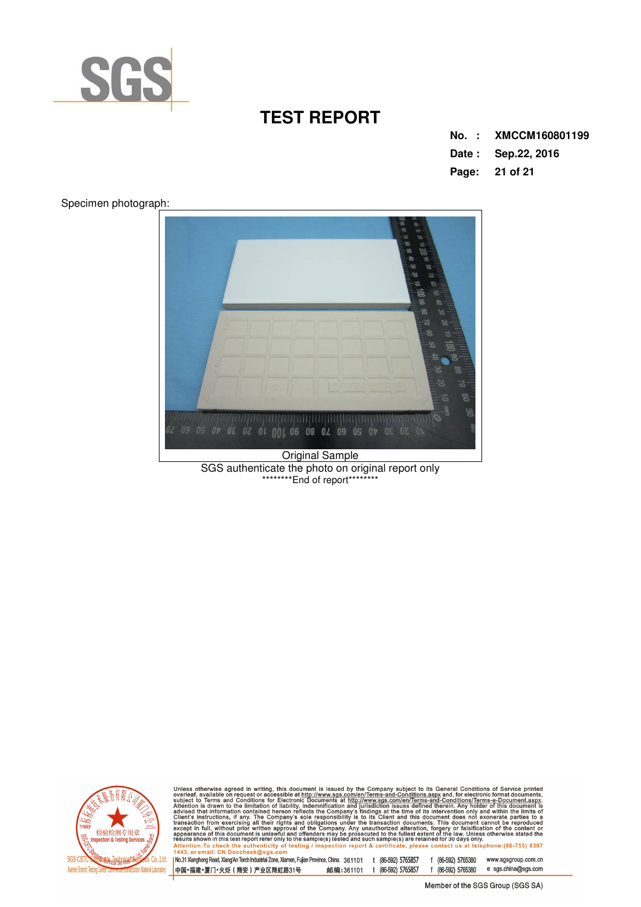# TEST REPORT

**No. : XMCCM160801199**
**Date : Sep.22, 2016**

Specimen photograph:

Original Sample

SGS authenticate the photo on original report only

********End of report********

Unless otherwise agreed in writing, this document is issued by the Company subject to its General Conditions of Service printed overleaf, available on request or accessible at http://www.sgs.com/en/Terms-and-Conditions.aspx and, for electronic format documents, subject to Terms and Conditions for Electronic Documents at http://www.sgs.com/en/Terms-and-Conditions/Terms-e-Document.aspx. Attention is drawn to the limitation of liability, indemnification and jurisdiction issues defined therein. Any holder of this document is advised that information contained hereon reflects the Company's findings at the time of its intervention only and within the limits of Client's instructions, if any. The Company's sole responsibility is to its Client and this document does not exonerate parties to a transaction from exercising all their rights and obligations under the transaction documents. This document cannot be reproduced except in full, without prior written approval of the Company. Any unauthorized alteration, forgery or falsification of the content or appearance of this document is unlawful and offenders may be prosecuted to the fullest extent of the law. Unless otherwise stated the results shown in this test report refer only to the sample(s) tested and such sample(s) are retained for 30 days only.

Attention:To check the authenticity of testing / inspection report & certificate, please contact us at telephone:(86-755) 8307 1443, or email: CN.Doccheck@sgs.com

No.31 Xianghong Road, Xiang'An Torch Industrial Zone, Xiamen, Fujian Province, China. 361101 t (86-592) 5765857 f (86-592) 5765380 www.sgsgroup.com.cn
中国•福建•厦门•火炬（翔安）产业区翔虹路31号 邮编：361101 t (86-592) 5765857 f (86-592) 5765380 e sgs.china@sgs.com

Member of the SGS Group (SGS SA)